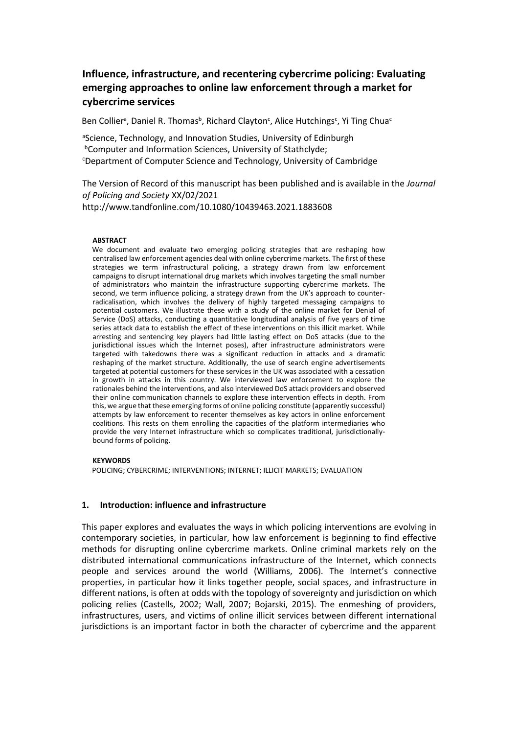# Influence, infrastructure, and recentering cybercrime policing: Evaluating emerging approaches to online law enforcement through a market for cybercrime services

Ben Collier[a], Daniel R. Thomas[b], Richard Clayton[c], Alice Hutchings[c], Yi Ting Chua[c]

[a]Science, Technology, and Innovation Studies, University of Edinburgh
[b]Computer and Information Sciences, University of Stathclyde;
[c]Department of Computer Science and Technology, University of Cambridge

The Version of Record of this manuscript has been published and is available in the *Journal of Policing and Society* XX/02/2021
http://www.tandfonline.com/10.1080/10439463.2021.1883608

**ABSTRACT**

We document and evaluate two emerging policing strategies that are reshaping how centralised law enforcement agencies deal with online cybercrime markets. The first of these strategies we term infrastructural policing, a strategy drawn from law enforcement campaigns to disrupt international drug markets which involves targeting the small number of administrators who maintain the infrastructure supporting cybercrime markets. The second, we term influence policing, a strategy drawn from the UK's approach to counter-radicalisation, which involves the delivery of highly targeted messaging campaigns to potential customers. We illustrate these with a study of the online market for Denial of Service (DoS) attacks, conducting a quantitative longitudinal analysis of five years of time series attack data to establish the effect of these interventions on this illicit market. While arresting and sentencing key players had little lasting effect on DoS attacks (due to the jurisdictional issues which the Internet poses), after infrastructure administrators were targeted with takedowns there was a significant reduction in attacks and a dramatic reshaping of the market structure. Additionally, the use of search engine advertisements targeted at potential customers for these services in the UK was associated with a cessation in growth in attacks in this country. We interviewed law enforcement to explore the rationales behind the interventions, and also interviewed DoS attack providers and observed their online communication channels to explore these intervention effects in depth. From this, we argue that these emerging forms of online policing constitute (apparently successful) attempts by law enforcement to recenter themselves as key actors in online enforcement coalitions. This rests on them enrolling the capacities of the platform intermediaries who provide the very Internet infrastructure which so complicates traditional, jurisdictionally-bound forms of policing.

**KEYWORDS**

POLICING; CYBERCRIME; INTERVENTIONS; INTERNET; ILLICIT MARKETS; EVALUATION

## 1. Introduction: influence and infrastructure

This paper explores and evaluates the ways in which policing interventions are evolving in contemporary societies, in particular, how law enforcement is beginning to find effective methods for disrupting online cybercrime markets. Online criminal markets rely on the distributed international communications infrastructure of the Internet, which connects people and services around the world (Williams, 2006). The Internet's connective properties, in particular how it links together people, social spaces, and infrastructure in different nations, is often at odds with the topology of sovereignty and jurisdiction on which policing relies (Castells, 2002; Wall, 2007; Bojarski, 2015). The enmeshing of providers, infrastructures, users, and victims of online illicit services between different international jurisdictions is an important factor in both the character of cybercrime and the apparent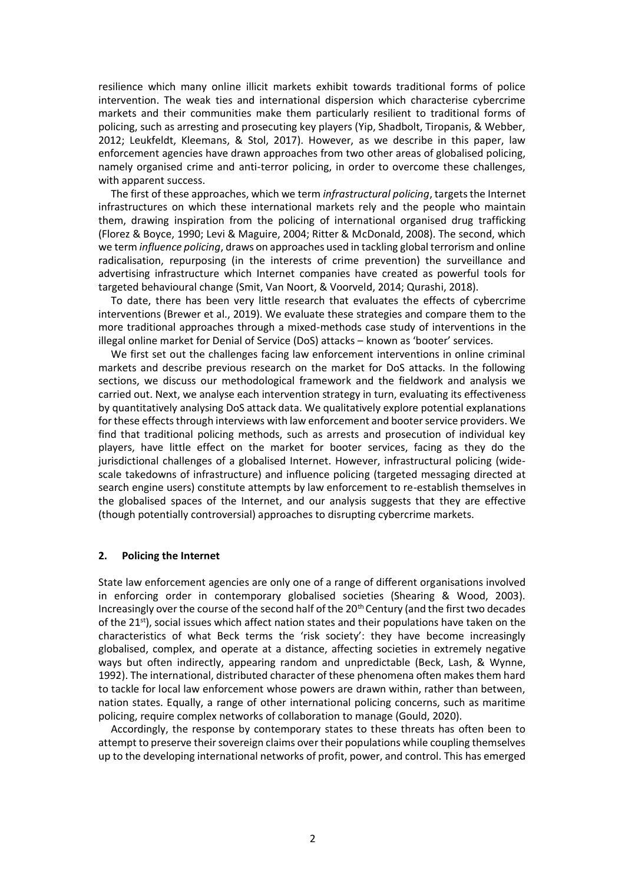resilience which many online illicit markets exhibit towards traditional forms of police intervention. The weak ties and international dispersion which characterise cybercrime markets and their communities make them particularly resilient to traditional forms of policing, such as arresting and prosecuting key players (Yip, Shadbolt, Tiropanis, & Webber, 2012; Leukfeldt, Kleemans, & Stol, 2017). However, as we describe in this paper, law enforcement agencies have drawn approaches from two other areas of globalised policing, namely organised crime and anti-terror policing, in order to overcome these challenges, with apparent success.

The first of these approaches, which we term *infrastructural policing*, targets the Internet infrastructures on which these international markets rely and the people who maintain them, drawing inspiration from the policing of international organised drug trafficking (Florez & Boyce, 1990; Levi & Maguire, 2004; Ritter & McDonald, 2008). The second, which we term *influence policing*, draws on approaches used in tackling global terrorism and online radicalisation, repurposing (in the interests of crime prevention) the surveillance and advertising infrastructure which Internet companies have created as powerful tools for targeted behavioural change (Smit, Van Noort, & Voorveld, 2014; Qurashi, 2018).

To date, there has been very little research that evaluates the effects of cybercrime interventions (Brewer et al., 2019). We evaluate these strategies and compare them to the more traditional approaches through a mixed-methods case study of interventions in the illegal online market for Denial of Service (DoS) attacks – known as 'booter' services.

We first set out the challenges facing law enforcement interventions in online criminal markets and describe previous research on the market for DoS attacks. In the following sections, we discuss our methodological framework and the fieldwork and analysis we carried out. Next, we analyse each intervention strategy in turn, evaluating its effectiveness by quantitatively analysing DoS attack data. We qualitatively explore potential explanations for these effects through interviews with law enforcement and booter service providers. We find that traditional policing methods, such as arrests and prosecution of individual key players, have little effect on the market for booter services, facing as they do the jurisdictional challenges of a globalised Internet. However, infrastructural policing (wide-scale takedowns of infrastructure) and influence policing (targeted messaging directed at search engine users) constitute attempts by law enforcement to re-establish themselves in the globalised spaces of the Internet, and our analysis suggests that they are effective (though potentially controversial) approaches to disrupting cybercrime markets.

## 2. Policing the Internet

State law enforcement agencies are only one of a range of different organisations involved in enforcing order in contemporary globalised societies (Shearing & Wood, 2003). Increasingly over the course of the second half of the 20th Century (and the first two decades of the 21st), social issues which affect nation states and their populations have taken on the characteristics of what Beck terms the 'risk society': they have become increasingly globalised, complex, and operate at a distance, affecting societies in extremely negative ways but often indirectly, appearing random and unpredictable (Beck, Lash, & Wynne, 1992). The international, distributed character of these phenomena often makes them hard to tackle for local law enforcement whose powers are drawn within, rather than between, nation states. Equally, a range of other international policing concerns, such as maritime policing, require complex networks of collaboration to manage (Gould, 2020).

Accordingly, the response by contemporary states to these threats has often been to attempt to preserve their sovereign claims over their populations while coupling themselves up to the developing international networks of profit, power, and control. This has emerged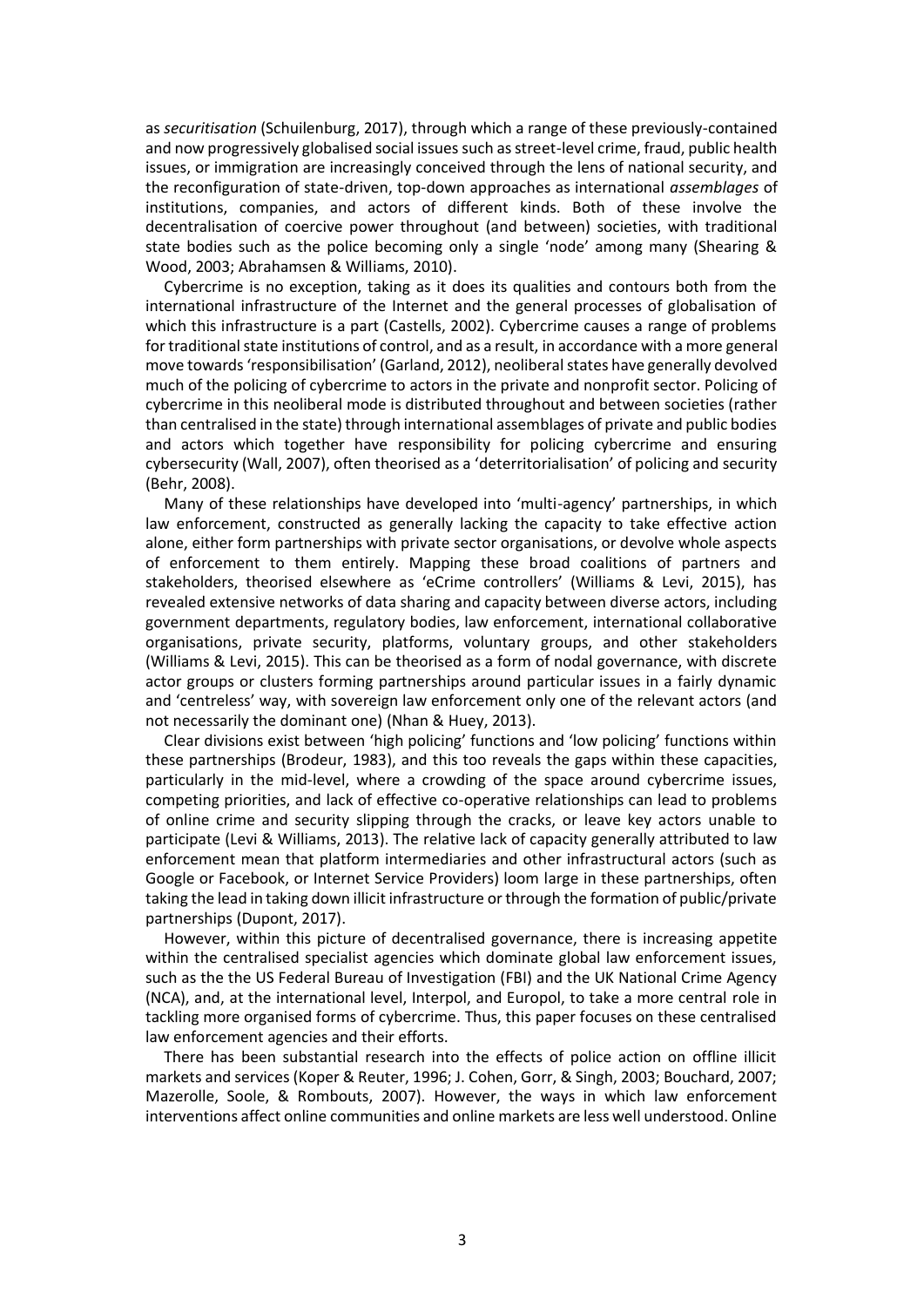as *securitisation* (Schuilenburg, 2017), through which a range of these previously-contained and now progressively globalised social issues such as street-level crime, fraud, public health issues, or immigration are increasingly conceived through the lens of national security, and the reconfiguration of state-driven, top-down approaches as international *assemblages* of institutions, companies, and actors of different kinds. Both of these involve the decentralisation of coercive power throughout (and between) societies, with traditional state bodies such as the police becoming only a single 'node' among many (Shearing & Wood, 2003; Abrahamsen & Williams, 2010).

Cybercrime is no exception, taking as it does its qualities and contours both from the international infrastructure of the Internet and the general processes of globalisation of which this infrastructure is a part (Castells, 2002). Cybercrime causes a range of problems for traditional state institutions of control, and as a result, in accordance with a more general move towards 'responsibilisation' (Garland, 2012), neoliberal states have generally devolved much of the policing of cybercrime to actors in the private and nonprofit sector. Policing of cybercrime in this neoliberal mode is distributed throughout and between societies (rather than centralised in the state) through international assemblages of private and public bodies and actors which together have responsibility for policing cybercrime and ensuring cybersecurity (Wall, 2007), often theorised as a 'deterritorialisation' of policing and security (Behr, 2008).

Many of these relationships have developed into 'multi-agency' partnerships, in which law enforcement, constructed as generally lacking the capacity to take effective action alone, either form partnerships with private sector organisations, or devolve whole aspects of enforcement to them entirely. Mapping these broad coalitions of partners and stakeholders, theorised elsewhere as 'eCrime controllers' (Williams & Levi, 2015), has revealed extensive networks of data sharing and capacity between diverse actors, including government departments, regulatory bodies, law enforcement, international collaborative organisations, private security, platforms, voluntary groups, and other stakeholders (Williams & Levi, 2015). This can be theorised as a form of nodal governance, with discrete actor groups or clusters forming partnerships around particular issues in a fairly dynamic and 'centreless' way, with sovereign law enforcement only one of the relevant actors (and not necessarily the dominant one) (Nhan & Huey, 2013).

Clear divisions exist between 'high policing' functions and 'low policing' functions within these partnerships (Brodeur, 1983), and this too reveals the gaps within these capacities, particularly in the mid-level, where a crowding of the space around cybercrime issues, competing priorities, and lack of effective co-operative relationships can lead to problems of online crime and security slipping through the cracks, or leave key actors unable to participate (Levi & Williams, 2013). The relative lack of capacity generally attributed to law enforcement mean that platform intermediaries and other infrastructural actors (such as Google or Facebook, or Internet Service Providers) loom large in these partnerships, often taking the lead in taking down illicit infrastructure or through the formation of public/private partnerships (Dupont, 2017).

However, within this picture of decentralised governance, there is increasing appetite within the centralised specialist agencies which dominate global law enforcement issues, such as the the US Federal Bureau of Investigation (FBI) and the UK National Crime Agency (NCA), and, at the international level, Interpol, and Europol, to take a more central role in tackling more organised forms of cybercrime. Thus, this paper focuses on these centralised law enforcement agencies and their efforts.

There has been substantial research into the effects of police action on offline illicit markets and services (Koper & Reuter, 1996; J. Cohen, Gorr, & Singh, 2003; Bouchard, 2007; Mazerolle, Soole, & Rombouts, 2007). However, the ways in which law enforcement interventions affect online communities and online markets are less well understood. Online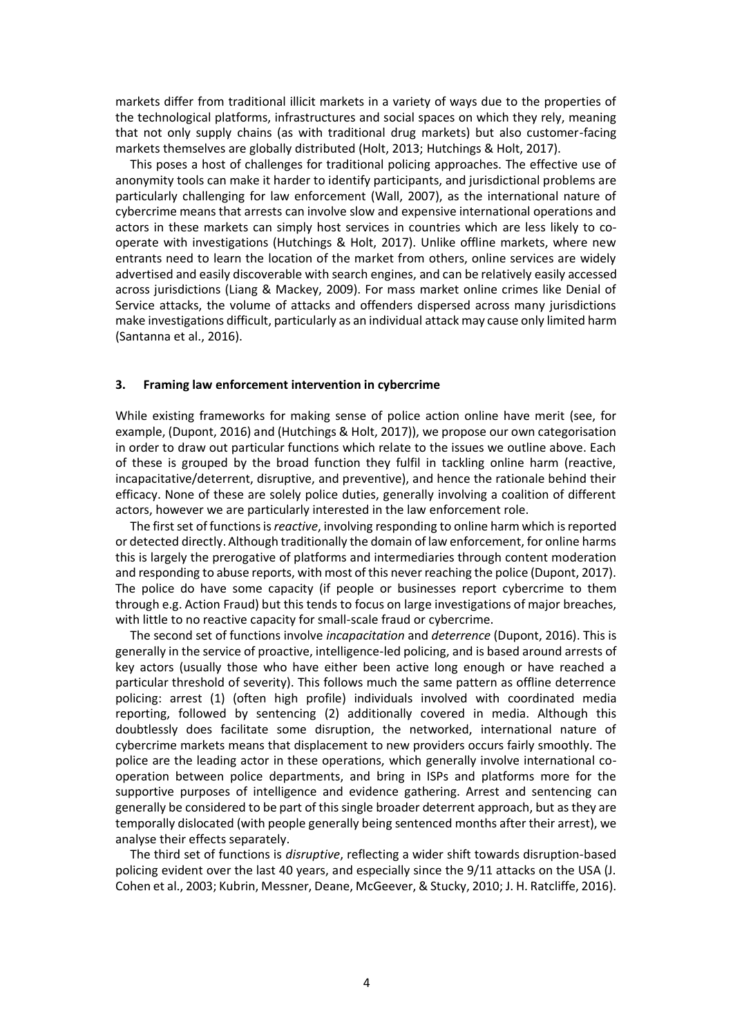markets differ from traditional illicit markets in a variety of ways due to the properties of the technological platforms, infrastructures and social spaces on which they rely, meaning that not only supply chains (as with traditional drug markets) but also customer-facing markets themselves are globally distributed (Holt, 2013; Hutchings & Holt, 2017).

This poses a host of challenges for traditional policing approaches. The effective use of anonymity tools can make it harder to identify participants, and jurisdictional problems are particularly challenging for law enforcement (Wall, 2007), as the international nature of cybercrime means that arrests can involve slow and expensive international operations and actors in these markets can simply host services in countries which are less likely to co-operate with investigations (Hutchings & Holt, 2017). Unlike offline markets, where new entrants need to learn the location of the market from others, online services are widely advertised and easily discoverable with search engines, and can be relatively easily accessed across jurisdictions (Liang & Mackey, 2009). For mass market online crimes like Denial of Service attacks, the volume of attacks and offenders dispersed across many jurisdictions make investigations difficult, particularly as an individual attack may cause only limited harm (Santanna et al., 2016).

## 3. Framing law enforcement intervention in cybercrime

While existing frameworks for making sense of police action online have merit (see, for example, (Dupont, 2016) and (Hutchings & Holt, 2017)), we propose our own categorisation in order to draw out particular functions which relate to the issues we outline above. Each of these is grouped by the broad function they fulfil in tackling online harm (reactive, incapacitative/deterrent, disruptive, and preventive), and hence the rationale behind their efficacy. None of these are solely police duties, generally involving a coalition of different actors, however we are particularly interested in the law enforcement role.

The first set of functions is *reactive*, involving responding to online harm which is reported or detected directly. Although traditionally the domain of law enforcement, for online harms this is largely the prerogative of platforms and intermediaries through content moderation and responding to abuse reports, with most of this never reaching the police (Dupont, 2017). The police do have some capacity (if people or businesses report cybercrime to them through e.g. Action Fraud) but this tends to focus on large investigations of major breaches, with little to no reactive capacity for small-scale fraud or cybercrime.

The second set of functions involve *incapacitation* and *deterrence* (Dupont, 2016). This is generally in the service of proactive, intelligence-led policing, and is based around arrests of key actors (usually those who have either been active long enough or have reached a particular threshold of severity). This follows much the same pattern as offline deterrence policing: arrest (1) (often high profile) individuals involved with coordinated media reporting, followed by sentencing (2) additionally covered in media. Although this doubtlessly does facilitate some disruption, the networked, international nature of cybercrime markets means that displacement to new providers occurs fairly smoothly. The police are the leading actor in these operations, which generally involve international co-operation between police departments, and bring in ISPs and platforms more for the supportive purposes of intelligence and evidence gathering. Arrest and sentencing can generally be considered to be part of this single broader deterrent approach, but as they are temporally dislocated (with people generally being sentenced months after their arrest), we analyse their effects separately.

The third set of functions is *disruptive*, reflecting a wider shift towards disruption-based policing evident over the last 40 years, and especially since the 9/11 attacks on the USA (J. Cohen et al., 2003; Kubrin, Messner, Deane, McGeever, & Stucky, 2010; J. H. Ratcliffe, 2016).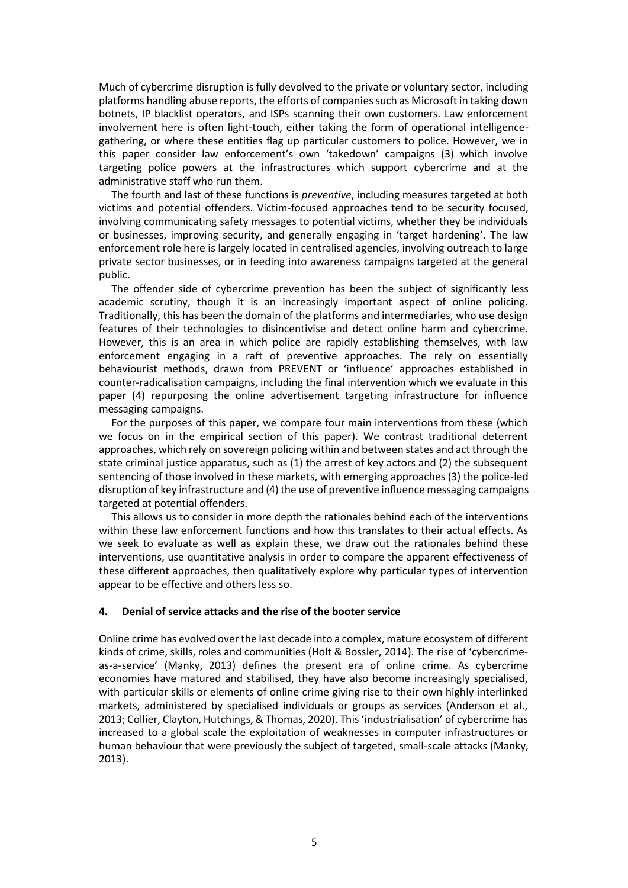Much of cybercrime disruption is fully devolved to the private or voluntary sector, including platforms handling abuse reports, the efforts of companies such as Microsoft in taking down botnets, IP blacklist operators, and ISPs scanning their own customers. Law enforcement involvement here is often light-touch, either taking the form of operational intelligence-gathering, or where these entities flag up particular customers to police. However, we in this paper consider law enforcement's own 'takedown' campaigns (3) which involve targeting police powers at the infrastructures which support cybercrime and at the administrative staff who run them.

The fourth and last of these functions is *preventive*, including measures targeted at both victims and potential offenders. Victim-focused approaches tend to be security focused, involving communicating safety messages to potential victims, whether they be individuals or businesses, improving security, and generally engaging in 'target hardening'. The law enforcement role here is largely located in centralised agencies, involving outreach to large private sector businesses, or in feeding into awareness campaigns targeted at the general public.

The offender side of cybercrime prevention has been the subject of significantly less academic scrutiny, though it is an increasingly important aspect of online policing. Traditionally, this has been the domain of the platforms and intermediaries, who use design features of their technologies to disincentivise and detect online harm and cybercrime. However, this is an area in which police are rapidly establishing themselves, with law enforcement engaging in a raft of preventive approaches. The rely on essentially behaviourist methods, drawn from PREVENT or 'influence' approaches established in counter-radicalisation campaigns, including the final intervention which we evaluate in this paper (4) repurposing the online advertisement targeting infrastructure for influence messaging campaigns.

For the purposes of this paper, we compare four main interventions from these (which we focus on in the empirical section of this paper). We contrast traditional deterrent approaches, which rely on sovereign policing within and between states and act through the state criminal justice apparatus, such as (1) the arrest of key actors and (2) the subsequent sentencing of those involved in these markets, with emerging approaches (3) the police-led disruption of key infrastructure and (4) the use of preventive influence messaging campaigns targeted at potential offenders.

This allows us to consider in more depth the rationales behind each of the interventions within these law enforcement functions and how this translates to their actual effects. As we seek to evaluate as well as explain these, we draw out the rationales behind these interventions, use quantitative analysis in order to compare the apparent effectiveness of these different approaches, then qualitatively explore why particular types of intervention appear to be effective and others less so.

## 4. Denial of service attacks and the rise of the booter service

Online crime has evolved over the last decade into a complex, mature ecosystem of different kinds of crime, skills, roles and communities (Holt & Bossler, 2014). The rise of 'cybercrime-as-a-service' (Manky, 2013) defines the present era of online crime. As cybercrime economies have matured and stabilised, they have also become increasingly specialised, with particular skills or elements of online crime giving rise to their own highly interlinked markets, administered by specialised individuals or groups as services (Anderson et al., 2013; Collier, Clayton, Hutchings, & Thomas, 2020). This 'industrialisation' of cybercrime has increased to a global scale the exploitation of weaknesses in computer infrastructures or human behaviour that were previously the subject of targeted, small-scale attacks (Manky, 2013).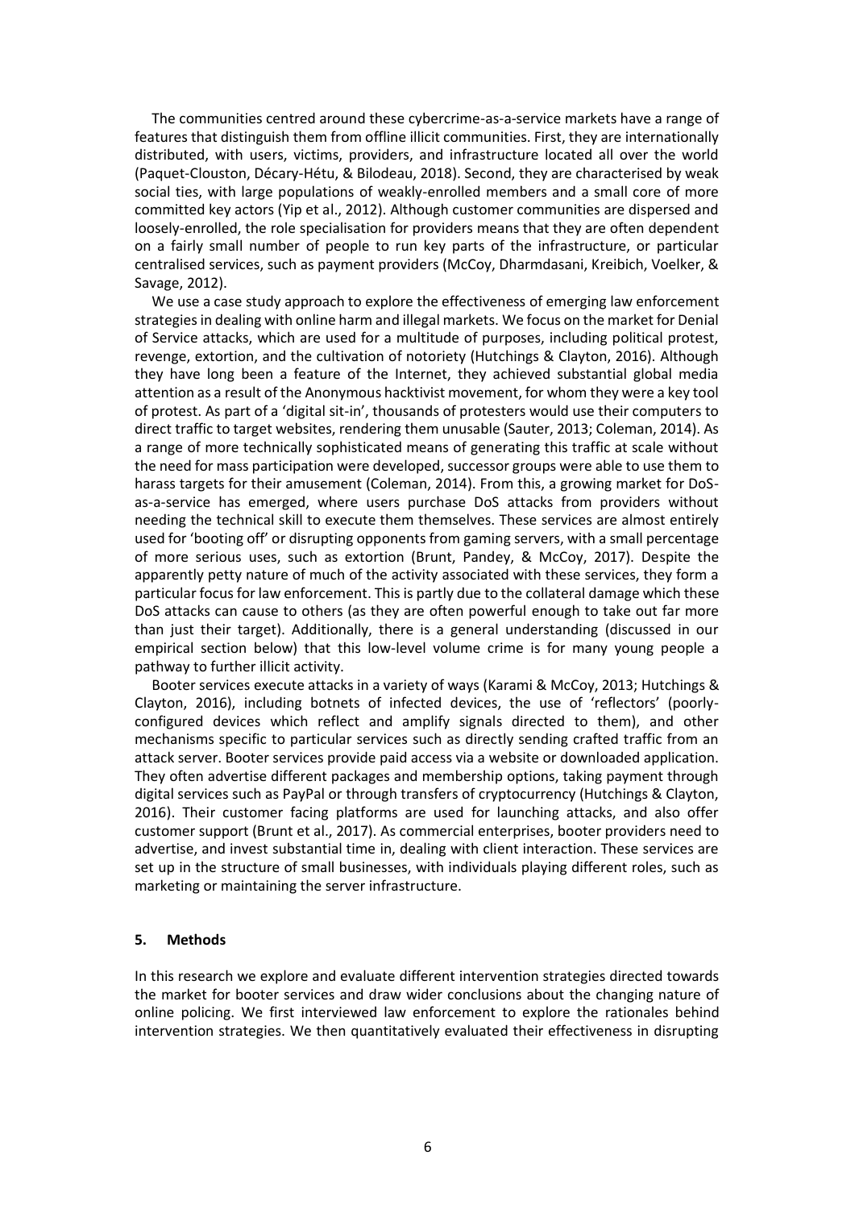The communities centred around these cybercrime-as-a-service markets have a range of features that distinguish them from offline illicit communities. First, they are internationally distributed, with users, victims, providers, and infrastructure located all over the world (Paquet-Clouston, Décary-Hétu, & Bilodeau, 2018). Second, they are characterised by weak social ties, with large populations of weakly-enrolled members and a small core of more committed key actors (Yip et al., 2012). Although customer communities are dispersed and loosely-enrolled, the role specialisation for providers means that they are often dependent on a fairly small number of people to run key parts of the infrastructure, or particular centralised services, such as payment providers (McCoy, Dharmdasani, Kreibich, Voelker, & Savage, 2012).

We use a case study approach to explore the effectiveness of emerging law enforcement strategies in dealing with online harm and illegal markets. We focus on the market for Denial of Service attacks, which are used for a multitude of purposes, including political protest, revenge, extortion, and the cultivation of notoriety (Hutchings & Clayton, 2016). Although they have long been a feature of the Internet, they achieved substantial global media attention as a result of the Anonymous hacktivist movement, for whom they were a key tool of protest. As part of a 'digital sit-in', thousands of protesters would use their computers to direct traffic to target websites, rendering them unusable (Sauter, 2013; Coleman, 2014). As a range of more technically sophisticated means of generating this traffic at scale without the need for mass participation were developed, successor groups were able to use them to harass targets for their amusement (Coleman, 2014). From this, a growing market for DoS-as-a-service has emerged, where users purchase DoS attacks from providers without needing the technical skill to execute them themselves. These services are almost entirely used for 'booting off' or disrupting opponents from gaming servers, with a small percentage of more serious uses, such as extortion (Brunt, Pandey, & McCoy, 2017). Despite the apparently petty nature of much of the activity associated with these services, they form a particular focus for law enforcement. This is partly due to the collateral damage which these DoS attacks can cause to others (as they are often powerful enough to take out far more than just their target). Additionally, there is a general understanding (discussed in our empirical section below) that this low-level volume crime is for many young people a pathway to further illicit activity.

Booter services execute attacks in a variety of ways (Karami & McCoy, 2013; Hutchings & Clayton, 2016), including botnets of infected devices, the use of 'reflectors' (poorly-configured devices which reflect and amplify signals directed to them), and other mechanisms specific to particular services such as directly sending crafted traffic from an attack server. Booter services provide paid access via a website or downloaded application. They often advertise different packages and membership options, taking payment through digital services such as PayPal or through transfers of cryptocurrency (Hutchings & Clayton, 2016). Their customer facing platforms are used for launching attacks, and also offer customer support (Brunt et al., 2017). As commercial enterprises, booter providers need to advertise, and invest substantial time in, dealing with client interaction. These services are set up in the structure of small businesses, with individuals playing different roles, such as marketing or maintaining the server infrastructure.

## 5. Methods

In this research we explore and evaluate different intervention strategies directed towards the market for booter services and draw wider conclusions about the changing nature of online policing. We first interviewed law enforcement to explore the rationales behind intervention strategies. We then quantitatively evaluated their effectiveness in disrupting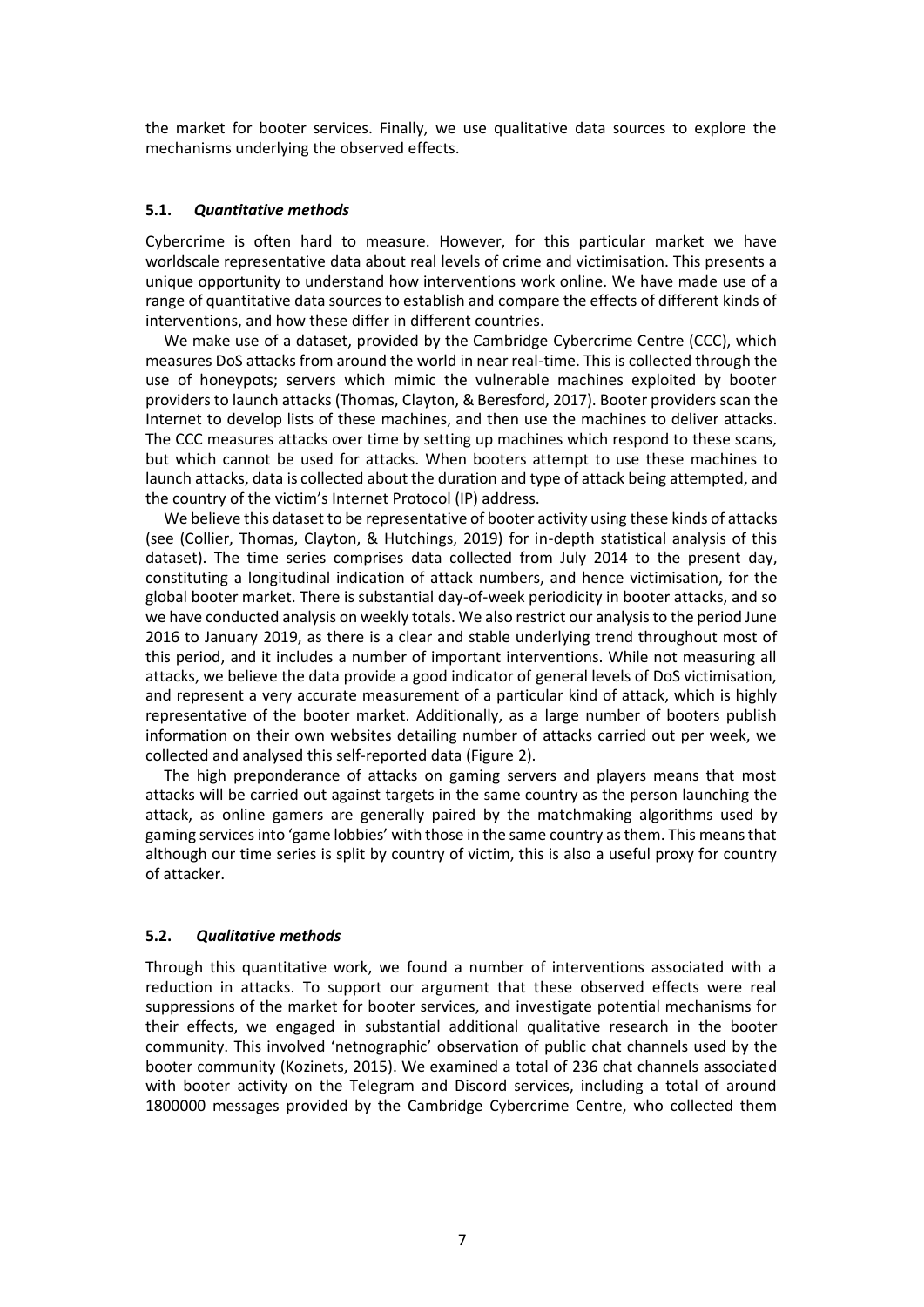the market for booter services. Finally, we use qualitative data sources to explore the mechanisms underlying the observed effects.

### 5.1. *Quantitative methods*

Cybercrime is often hard to measure. However, for this particular market we have worldscale representative data about real levels of crime and victimisation. This presents a unique opportunity to understand how interventions work online. We have made use of a range of quantitative data sources to establish and compare the effects of different kinds of interventions, and how these differ in different countries.

We make use of a dataset, provided by the Cambridge Cybercrime Centre (CCC), which measures DoS attacks from around the world in near real-time. This is collected through the use of honeypots; servers which mimic the vulnerable machines exploited by booter providers to launch attacks (Thomas, Clayton, & Beresford, 2017). Booter providers scan the Internet to develop lists of these machines, and then use the machines to deliver attacks. The CCC measures attacks over time by setting up machines which respond to these scans, but which cannot be used for attacks. When booters attempt to use these machines to launch attacks, data is collected about the duration and type of attack being attempted, and the country of the victim's Internet Protocol (IP) address.

We believe this dataset to be representative of booter activity using these kinds of attacks (see (Collier, Thomas, Clayton, & Hutchings, 2019) for in-depth statistical analysis of this dataset). The time series comprises data collected from July 2014 to the present day, constituting a longitudinal indication of attack numbers, and hence victimisation, for the global booter market. There is substantial day-of-week periodicity in booter attacks, and so we have conducted analysis on weekly totals. We also restrict our analysis to the period June 2016 to January 2019, as there is a clear and stable underlying trend throughout most of this period, and it includes a number of important interventions. While not measuring all attacks, we believe the data provide a good indicator of general levels of DoS victimisation, and represent a very accurate measurement of a particular kind of attack, which is highly representative of the booter market. Additionally, as a large number of booters publish information on their own websites detailing number of attacks carried out per week, we collected and analysed this self-reported data (Figure 2).

The high preponderance of attacks on gaming servers and players means that most attacks will be carried out against targets in the same country as the person launching the attack, as online gamers are generally paired by the matchmaking algorithms used by gaming services into 'game lobbies' with those in the same country as them. This means that although our time series is split by country of victim, this is also a useful proxy for country of attacker.

### 5.2. *Qualitative methods*

Through this quantitative work, we found a number of interventions associated with a reduction in attacks. To support our argument that these observed effects were real suppressions of the market for booter services, and investigate potential mechanisms for their effects, we engaged in substantial additional qualitative research in the booter community. This involved 'netnographic' observation of public chat channels used by the booter community (Kozinets, 2015). We examined a total of 236 chat channels associated with booter activity on the Telegram and Discord services, including a total of around 1800000 messages provided by the Cambridge Cybercrime Centre, who collected them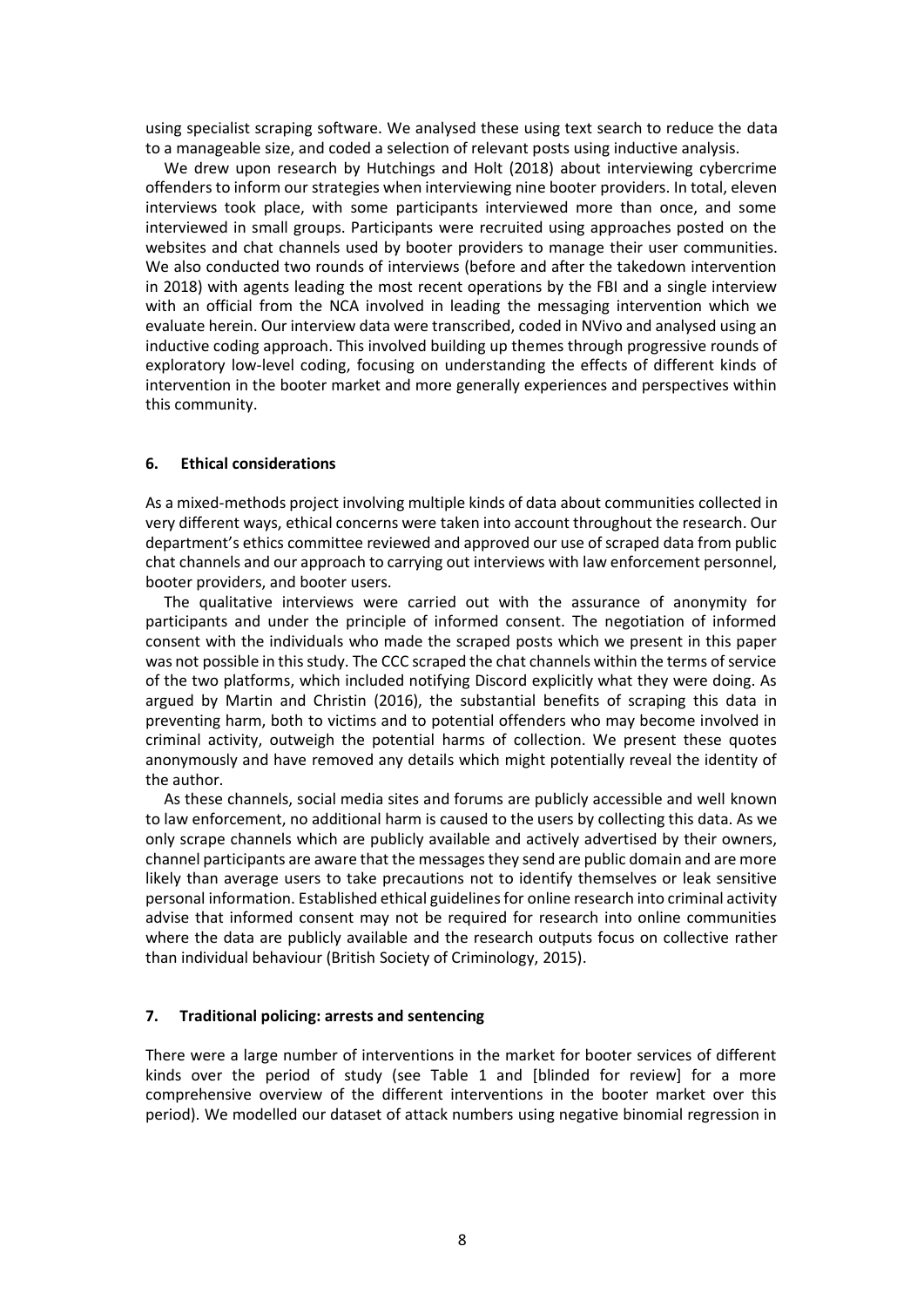using specialist scraping software. We analysed these using text search to reduce the data to a manageable size, and coded a selection of relevant posts using inductive analysis.

We drew upon research by Hutchings and Holt (2018) about interviewing cybercrime offenders to inform our strategies when interviewing nine booter providers. In total, eleven interviews took place, with some participants interviewed more than once, and some interviewed in small groups. Participants were recruited using approaches posted on the websites and chat channels used by booter providers to manage their user communities. We also conducted two rounds of interviews (before and after the takedown intervention in 2018) with agents leading the most recent operations by the FBI and a single interview with an official from the NCA involved in leading the messaging intervention which we evaluate herein. Our interview data were transcribed, coded in NVivo and analysed using an inductive coding approach. This involved building up themes through progressive rounds of exploratory low-level coding, focusing on understanding the effects of different kinds of intervention in the booter market and more generally experiences and perspectives within this community.

## 6. Ethical considerations

As a mixed-methods project involving multiple kinds of data about communities collected in very different ways, ethical concerns were taken into account throughout the research. Our department's ethics committee reviewed and approved our use of scraped data from public chat channels and our approach to carrying out interviews with law enforcement personnel, booter providers, and booter users.

The qualitative interviews were carried out with the assurance of anonymity for participants and under the principle of informed consent. The negotiation of informed consent with the individuals who made the scraped posts which we present in this paper was not possible in this study. The CCC scraped the chat channels within the terms of service of the two platforms, which included notifying Discord explicitly what they were doing. As argued by Martin and Christin (2016), the substantial benefits of scraping this data in preventing harm, both to victims and to potential offenders who may become involved in criminal activity, outweigh the potential harms of collection. We present these quotes anonymously and have removed any details which might potentially reveal the identity of the author.

As these channels, social media sites and forums are publicly accessible and well known to law enforcement, no additional harm is caused to the users by collecting this data. As we only scrape channels which are publicly available and actively advertised by their owners, channel participants are aware that the messages they send are public domain and are more likely than average users to take precautions not to identify themselves or leak sensitive personal information. Established ethical guidelines for online research into criminal activity advise that informed consent may not be required for research into online communities where the data are publicly available and the research outputs focus on collective rather than individual behaviour (British Society of Criminology, 2015).

## 7. Traditional policing: arrests and sentencing

There were a large number of interventions in the market for booter services of different kinds over the period of study (see Table 1 and [blinded for review] for a more comprehensive overview of the different interventions in the booter market over this period). We modelled our dataset of attack numbers using negative binomial regression in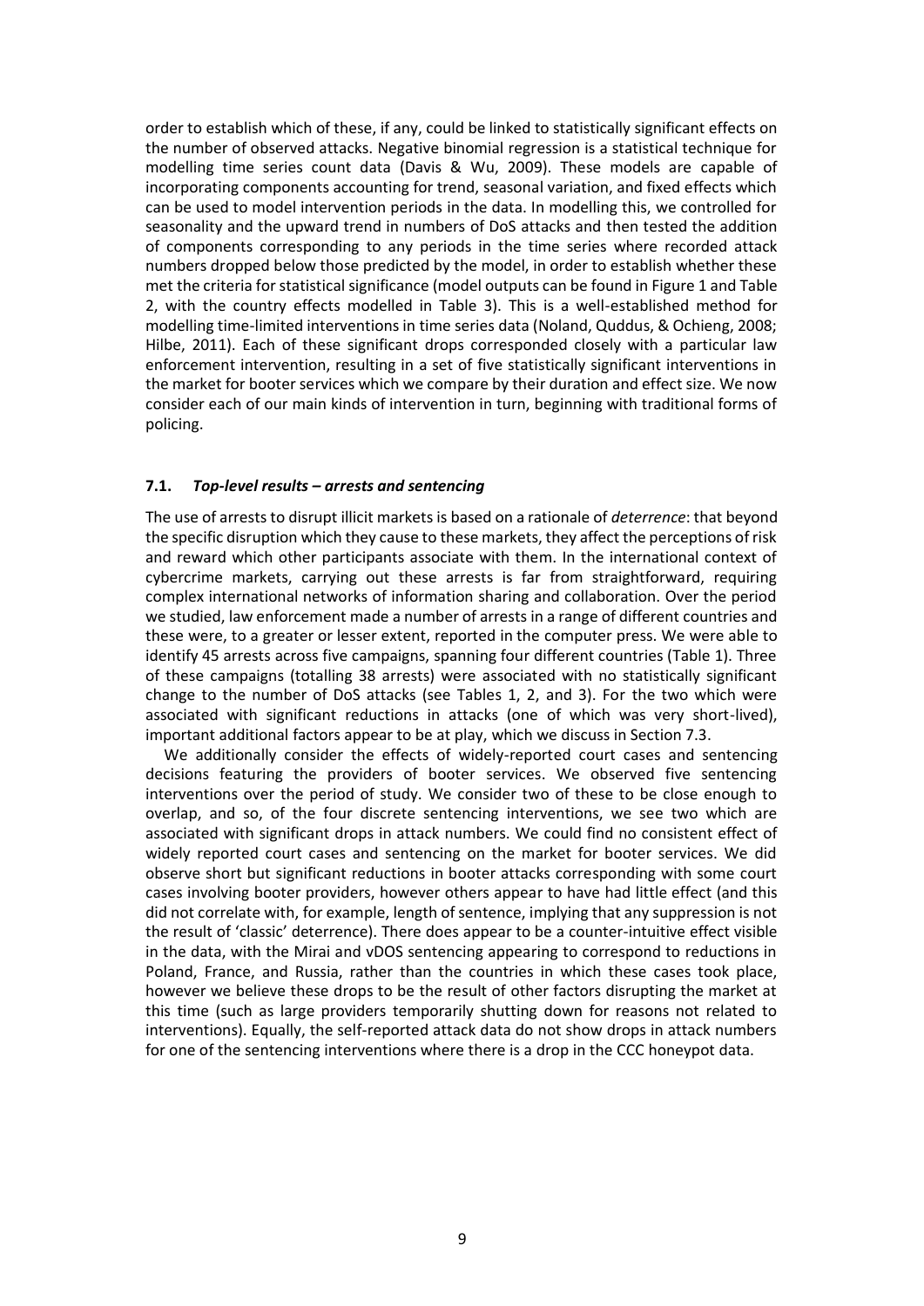order to establish which of these, if any, could be linked to statistically significant effects on the number of observed attacks. Negative binomial regression is a statistical technique for modelling time series count data (Davis & Wu, 2009). These models are capable of incorporating components accounting for trend, seasonal variation, and fixed effects which can be used to model intervention periods in the data. In modelling this, we controlled for seasonality and the upward trend in numbers of DoS attacks and then tested the addition of components corresponding to any periods in the time series where recorded attack numbers dropped below those predicted by the model, in order to establish whether these met the criteria for statistical significance (model outputs can be found in Figure 1 and Table 2, with the country effects modelled in Table 3). This is a well-established method for modelling time-limited interventions in time series data (Noland, Quddus, & Ochieng, 2008; Hilbe, 2011). Each of these significant drops corresponded closely with a particular law enforcement intervention, resulting in a set of five statistically significant interventions in the market for booter services which we compare by their duration and effect size. We now consider each of our main kinds of intervention in turn, beginning with traditional forms of policing.

### 7.1. *Top-level results – arrests and sentencing*

The use of arrests to disrupt illicit markets is based on a rationale of *deterrence*: that beyond the specific disruption which they cause to these markets, they affect the perceptions of risk and reward which other participants associate with them. In the international context of cybercrime markets, carrying out these arrests is far from straightforward, requiring complex international networks of information sharing and collaboration. Over the period we studied, law enforcement made a number of arrests in a range of different countries and these were, to a greater or lesser extent, reported in the computer press. We were able to identify 45 arrests across five campaigns, spanning four different countries (Table 1). Three of these campaigns (totalling 38 arrests) were associated with no statistically significant change to the number of DoS attacks (see Tables 1, 2, and 3). For the two which were associated with significant reductions in attacks (one of which was very short-lived), important additional factors appear to be at play, which we discuss in Section 7.3.

We additionally consider the effects of widely-reported court cases and sentencing decisions featuring the providers of booter services. We observed five sentencing interventions over the period of study. We consider two of these to be close enough to overlap, and so, of the four discrete sentencing interventions, we see two which are associated with significant drops in attack numbers. We could find no consistent effect of widely reported court cases and sentencing on the market for booter services. We did observe short but significant reductions in booter attacks corresponding with some court cases involving booter providers, however others appear to have had little effect (and this did not correlate with, for example, length of sentence, implying that any suppression is not the result of 'classic' deterrence). There does appear to be a counter-intuitive effect visible in the data, with the Mirai and vDOS sentencing appearing to correspond to reductions in Poland, France, and Russia, rather than the countries in which these cases took place, however we believe these drops to be the result of other factors disrupting the market at this time (such as large providers temporarily shutting down for reasons not related to interventions). Equally, the self-reported attack data do not show drops in attack numbers for one of the sentencing interventions where there is a drop in the CCC honeypot data.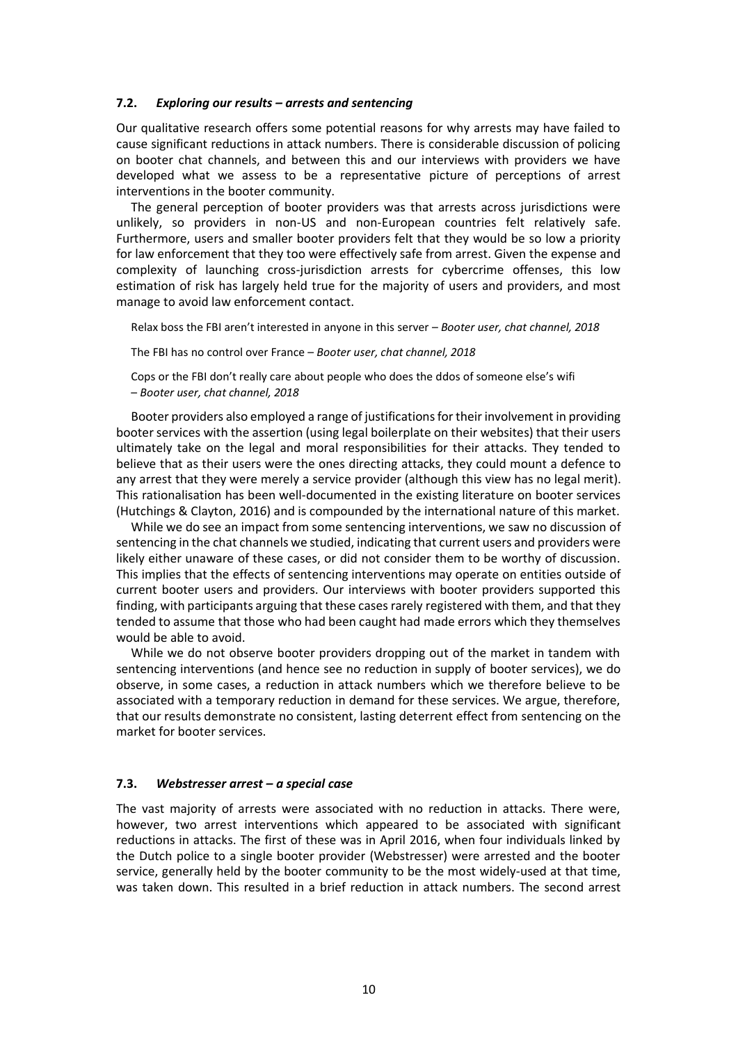### 7.2. *Exploring our results – arrests and sentencing*

Our qualitative research offers some potential reasons for why arrests may have failed to cause significant reductions in attack numbers. There is considerable discussion of policing on booter chat channels, and between this and our interviews with providers we have developed what we assess to be a representative picture of perceptions of arrest interventions in the booter community.

The general perception of booter providers was that arrests across jurisdictions were unlikely, so providers in non-US and non-European countries felt relatively safe. Furthermore, users and smaller booter providers felt that they would be so low a priority for law enforcement that they too were effectively safe from arrest. Given the expense and complexity of launching cross-jurisdiction arrests for cybercrime offenses, this low estimation of risk has largely held true for the majority of users and providers, and most manage to avoid law enforcement contact.

> Relax boss the FBI aren't interested in anyone in this server – *Booter user, chat channel, 2018*
>
> The FBI has no control over France – *Booter user, chat channel, 2018*
>
> Cops or the FBI don't really care about people who does the ddos of someone else's wifi – *Booter user, chat channel, 2018*

Booter providers also employed a range of justifications for their involvement in providing booter services with the assertion (using legal boilerplate on their websites) that their users ultimately take on the legal and moral responsibilities for their attacks. They tended to believe that as their users were the ones directing attacks, they could mount a defence to any arrest that they were merely a service provider (although this view has no legal merit). This rationalisation has been well-documented in the existing literature on booter services (Hutchings & Clayton, 2016) and is compounded by the international nature of this market.

While we do see an impact from some sentencing interventions, we saw no discussion of sentencing in the chat channels we studied, indicating that current users and providers were likely either unaware of these cases, or did not consider them to be worthy of discussion. This implies that the effects of sentencing interventions may operate on entities outside of current booter users and providers. Our interviews with booter providers supported this finding, with participants arguing that these cases rarely registered with them, and that they tended to assume that those who had been caught had made errors which they themselves would be able to avoid.

While we do not observe booter providers dropping out of the market in tandem with sentencing interventions (and hence see no reduction in supply of booter services), we do observe, in some cases, a reduction in attack numbers which we therefore believe to be associated with a temporary reduction in demand for these services. We argue, therefore, that our results demonstrate no consistent, lasting deterrent effect from sentencing on the market for booter services.

### 7.3. *Webstresser arrest – a special case*

The vast majority of arrests were associated with no reduction in attacks. There were, however, two arrest interventions which appeared to be associated with significant reductions in attacks. The first of these was in April 2016, when four individuals linked by the Dutch police to a single booter provider (Webstresser) were arrested and the booter service, generally held by the booter community to be the most widely-used at that time, was taken down. This resulted in a brief reduction in attack numbers. The second arrest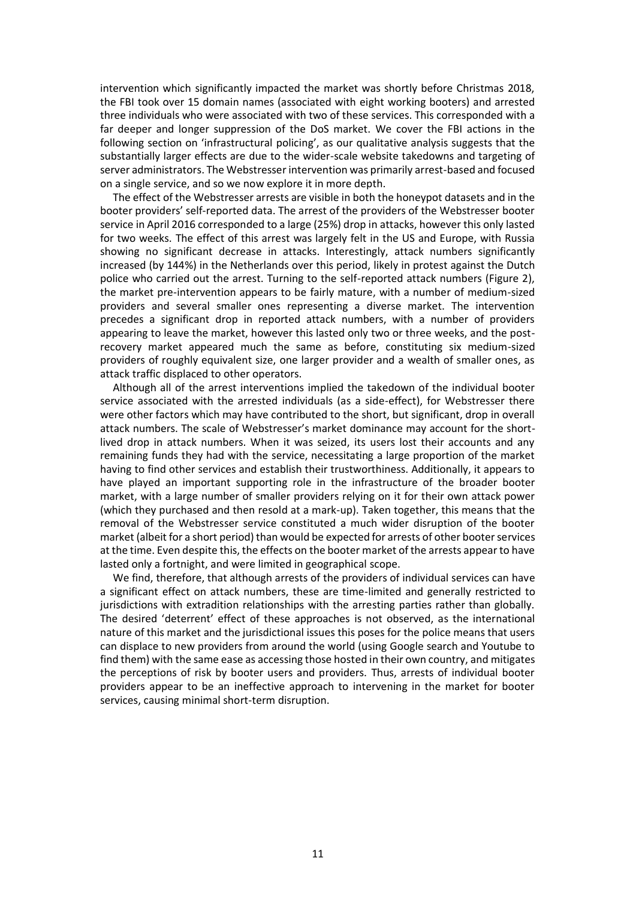intervention which significantly impacted the market was shortly before Christmas 2018, the FBI took over 15 domain names (associated with eight working booters) and arrested three individuals who were associated with two of these services. This corresponded with a far deeper and longer suppression of the DoS market. We cover the FBI actions in the following section on 'infrastructural policing', as our qualitative analysis suggests that the substantially larger effects are due to the wider-scale website takedowns and targeting of server administrators. The Webstresser intervention was primarily arrest-based and focused on a single service, and so we now explore it in more depth.

The effect of the Webstresser arrests are visible in both the honeypot datasets and in the booter providers' self-reported data. The arrest of the providers of the Webstresser booter service in April 2016 corresponded to a large (25%) drop in attacks, however this only lasted for two weeks. The effect of this arrest was largely felt in the US and Europe, with Russia showing no significant decrease in attacks. Interestingly, attack numbers significantly increased (by 144%) in the Netherlands over this period, likely in protest against the Dutch police who carried out the arrest. Turning to the self-reported attack numbers (Figure 2), the market pre-intervention appears to be fairly mature, with a number of medium-sized providers and several smaller ones representing a diverse market. The intervention precedes a significant drop in reported attack numbers, with a number of providers appearing to leave the market, however this lasted only two or three weeks, and the post-recovery market appeared much the same as before, constituting six medium-sized providers of roughly equivalent size, one larger provider and a wealth of smaller ones, as attack traffic displaced to other operators.

Although all of the arrest interventions implied the takedown of the individual booter service associated with the arrested individuals (as a side-effect), for Webstresser there were other factors which may have contributed to the short, but significant, drop in overall attack numbers. The scale of Webstresser's market dominance may account for the short-lived drop in attack numbers. When it was seized, its users lost their accounts and any remaining funds they had with the service, necessitating a large proportion of the market having to find other services and establish their trustworthiness. Additionally, it appears to have played an important supporting role in the infrastructure of the broader booter market, with a large number of smaller providers relying on it for their own attack power (which they purchased and then resold at a mark-up). Taken together, this means that the removal of the Webstresser service constituted a much wider disruption of the booter market (albeit for a short period) than would be expected for arrests of other booter services at the time. Even despite this, the effects on the booter market of the arrests appear to have lasted only a fortnight, and were limited in geographical scope.

We find, therefore, that although arrests of the providers of individual services can have a significant effect on attack numbers, these are time-limited and generally restricted to jurisdictions with extradition relationships with the arresting parties rather than globally. The desired 'deterrent' effect of these approaches is not observed, as the international nature of this market and the jurisdictional issues this poses for the police means that users can displace to new providers from around the world (using Google search and Youtube to find them) with the same ease as accessing those hosted in their own country, and mitigates the perceptions of risk by booter users and providers. Thus, arrests of individual booter providers appear to be an ineffective approach to intervening in the market for booter services, causing minimal short-term disruption.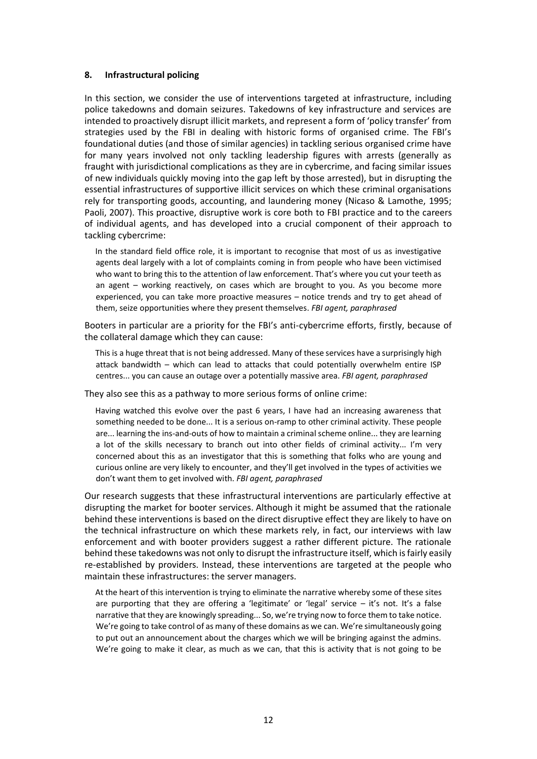## 8. Infrastructural policing

In this section, we consider the use of interventions targeted at infrastructure, including police takedowns and domain seizures. Takedowns of key infrastructure and services are intended to proactively disrupt illicit markets, and represent a form of 'policy transfer' from strategies used by the FBI in dealing with historic forms of organised crime. The FBI's foundational duties (and those of similar agencies) in tackling serious organised crime have for many years involved not only tackling leadership figures with arrests (generally as fraught with jurisdictional complications as they are in cybercrime, and facing similar issues of new individuals quickly moving into the gap left by those arrested), but in disrupting the essential infrastructures of supportive illicit services on which these criminal organisations rely for transporting goods, accounting, and laundering money (Nicaso & Lamothe, 1995; Paoli, 2007). This proactive, disruptive work is core both to FBI practice and to the careers of individual agents, and has developed into a crucial component of their approach to tackling cybercrime:

> In the standard field office role, it is important to recognise that most of us as investigative agents deal largely with a lot of complaints coming in from people who have been victimised who want to bring this to the attention of law enforcement. That's where you cut your teeth as an agent – working reactively, on cases which are brought to you. As you become more experienced, you can take more proactive measures – notice trends and try to get ahead of them, seize opportunities where they present themselves. *FBI agent, paraphrased*

Booters in particular are a priority for the FBI's anti-cybercrime efforts, firstly, because of the collateral damage which they can cause:

> This is a huge threat that is not being addressed. Many of these services have a surprisingly high attack bandwidth – which can lead to attacks that could potentially overwhelm entire ISP centres... you can cause an outage over a potentially massive area. *FBI agent, paraphrased*

They also see this as a pathway to more serious forms of online crime:

> Having watched this evolve over the past 6 years, I have had an increasing awareness that something needed to be done... It is a serious on-ramp to other criminal activity. These people are... learning the ins-and-outs of how to maintain a criminal scheme online... they are learning a lot of the skills necessary to branch out into other fields of criminal activity... I'm very concerned about this as an investigator that this is something that folks who are young and curious online are very likely to encounter, and they'll get involved in the types of activities we don't want them to get involved with. *FBI agent, paraphrased*

Our research suggests that these infrastructural interventions are particularly effective at disrupting the market for booter services. Although it might be assumed that the rationale behind these interventions is based on the direct disruptive effect they are likely to have on the technical infrastructure on which these markets rely, in fact, our interviews with law enforcement and with booter providers suggest a rather different picture. The rationale behind these takedowns was not only to disrupt the infrastructure itself, which is fairly easily re-established by providers. Instead, these interventions are targeted at the people who maintain these infrastructures: the server managers.

> At the heart of this intervention is trying to eliminate the narrative whereby some of these sites are purporting that they are offering a 'legitimate' or 'legal' service – it's not. It's a false narrative that they are knowingly spreading... So, we're trying now to force them to take notice. We're going to take control of as many of these domains as we can. We're simultaneously going to put out an announcement about the charges which we will be bringing against the admins. We're going to make it clear, as much as we can, that this is activity that is not going to be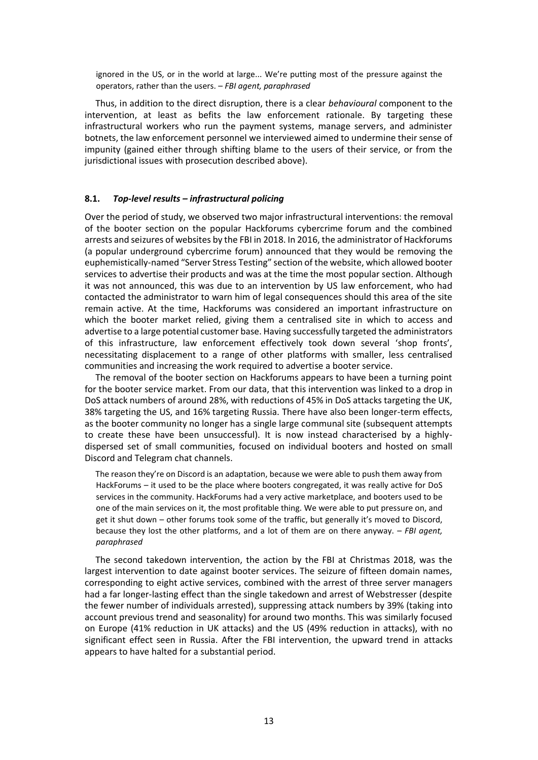ignored in the US, or in the world at large... We're putting most of the pressure against the operators, rather than the users. – *FBI agent, paraphrased*

Thus, in addition to the direct disruption, there is a clear *behavioural* component to the intervention, at least as befits the law enforcement rationale. By targeting these infrastructural workers who run the payment systems, manage servers, and administer botnets, the law enforcement personnel we interviewed aimed to undermine their sense of impunity (gained either through shifting blame to the users of their service, or from the jurisdictional issues with prosecution described above).

### 8.1. *Top-level results – infrastructural policing*

Over the period of study, we observed two major infrastructural interventions: the removal of the booter section on the popular Hackforums cybercrime forum and the combined arrests and seizures of websites by the FBI in 2018. In 2016, the administrator of Hackforums (a popular underground cybercrime forum) announced that they would be removing the euphemistically-named "Server Stress Testing" section of the website, which allowed booter services to advertise their products and was at the time the most popular section. Although it was not announced, this was due to an intervention by US law enforcement, who had contacted the administrator to warn him of legal consequences should this area of the site remain active. At the time, Hackforums was considered an important infrastructure on which the booter market relied, giving them a centralised site in which to access and advertise to a large potential customer base. Having successfully targeted the administrators of this infrastructure, law enforcement effectively took down several 'shop fronts', necessitating displacement to a range of other platforms with smaller, less centralised communities and increasing the work required to advertise a booter service.

The removal of the booter section on Hackforums appears to have been a turning point for the booter service market. From our data, that this intervention was linked to a drop in DoS attack numbers of around 28%, with reductions of 45% in DoS attacks targeting the UK, 38% targeting the US, and 16% targeting Russia. There have also been longer-term effects, as the booter community no longer has a single large communal site (subsequent attempts to create these have been unsuccessful). It is now instead characterised by a highly-dispersed set of small communities, focused on individual booters and hosted on small Discord and Telegram chat channels.

The reason they're on Discord is an adaptation, because we were able to push them away from HackForums – it used to be the place where booters congregated, it was really active for DoS services in the community. HackForums had a very active marketplace, and booters used to be one of the main services on it, the most profitable thing. We were able to put pressure on, and get it shut down – other forums took some of the traffic, but generally it's moved to Discord, because they lost the other platforms, and a lot of them are on there anyway. – *FBI agent, paraphrased*

The second takedown intervention, the action by the FBI at Christmas 2018, was the largest intervention to date against booter services. The seizure of fifteen domain names, corresponding to eight active services, combined with the arrest of three server managers had a far longer-lasting effect than the single takedown and arrest of Webstresser (despite the fewer number of individuals arrested), suppressing attack numbers by 39% (taking into account previous trend and seasonality) for around two months. This was similarly focused on Europe (41% reduction in UK attacks) and the US (49% reduction in attacks), with no significant effect seen in Russia. After the FBI intervention, the upward trend in attacks appears to have halted for a substantial period.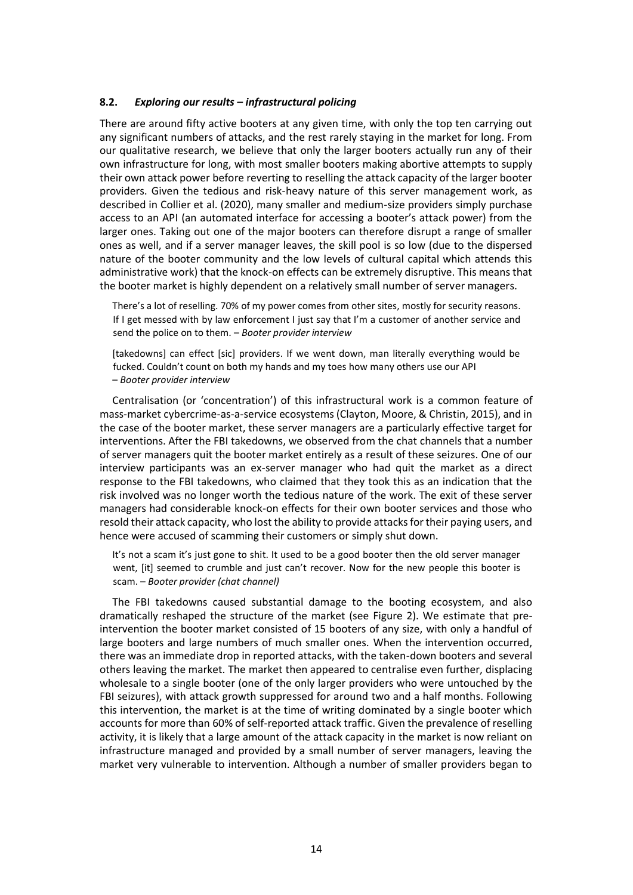### 8.2. *Exploring our results – infrastructural policing*

There are around fifty active booters at any given time, with only the top ten carrying out any significant numbers of attacks, and the rest rarely staying in the market for long. From our qualitative research, we believe that only the larger booters actually run any of their own infrastructure for long, with most smaller booters making abortive attempts to supply their own attack power before reverting to reselling the attack capacity of the larger booter providers. Given the tedious and risk-heavy nature of this server management work, as described in Collier et al. (2020), many smaller and medium-size providers simply purchase access to an API (an automated interface for accessing a booter's attack power) from the larger ones. Taking out one of the major booters can therefore disrupt a range of smaller ones as well, and if a server manager leaves, the skill pool is so low (due to the dispersed nature of the booter community and the low levels of cultural capital which attends this administrative work) that the knock-on effects can be extremely disruptive. This means that the booter market is highly dependent on a relatively small number of server managers.

> There's a lot of reselling. 70% of my power comes from other sites, mostly for security reasons. If I get messed with by law enforcement I just say that I'm a customer of another service and send the police on to them. – *Booter provider interview*

> [takedowns] can effect [sic] providers. If we went down, man literally everything would be fucked. Couldn't count on both my hands and my toes how many others use our API – *Booter provider interview*

Centralisation (or 'concentration') of this infrastructural work is a common feature of mass-market cybercrime-as-a-service ecosystems (Clayton, Moore, & Christin, 2015), and in the case of the booter market, these server managers are a particularly effective target for interventions. After the FBI takedowns, we observed from the chat channels that a number of server managers quit the booter market entirely as a result of these seizures. One of our interview participants was an ex-server manager who had quit the market as a direct response to the FBI takedowns, who claimed that they took this as an indication that the risk involved was no longer worth the tedious nature of the work. The exit of these server managers had considerable knock-on effects for their own booter services and those who resold their attack capacity, who lost the ability to provide attacks for their paying users, and hence were accused of scamming their customers or simply shut down.

> It's not a scam it's just gone to shit. It used to be a good booter then the old server manager went, [it] seemed to crumble and just can't recover. Now for the new people this booter is scam. – *Booter provider (chat channel)*

The FBI takedowns caused substantial damage to the booting ecosystem, and also dramatically reshaped the structure of the market (see Figure 2). We estimate that pre-intervention the booter market consisted of 15 booters of any size, with only a handful of large booters and large numbers of much smaller ones. When the intervention occurred, there was an immediate drop in reported attacks, with the taken-down booters and several others leaving the market. The market then appeared to centralise even further, displacing wholesale to a single booter (one of the only larger providers who were untouched by the FBI seizures), with attack growth suppressed for around two and a half months. Following this intervention, the market is at the time of writing dominated by a single booter which accounts for more than 60% of self-reported attack traffic. Given the prevalence of reselling activity, it is likely that a large amount of the attack capacity in the market is now reliant on infrastructure managed and provided by a small number of server managers, leaving the market very vulnerable to intervention. Although a number of smaller providers began to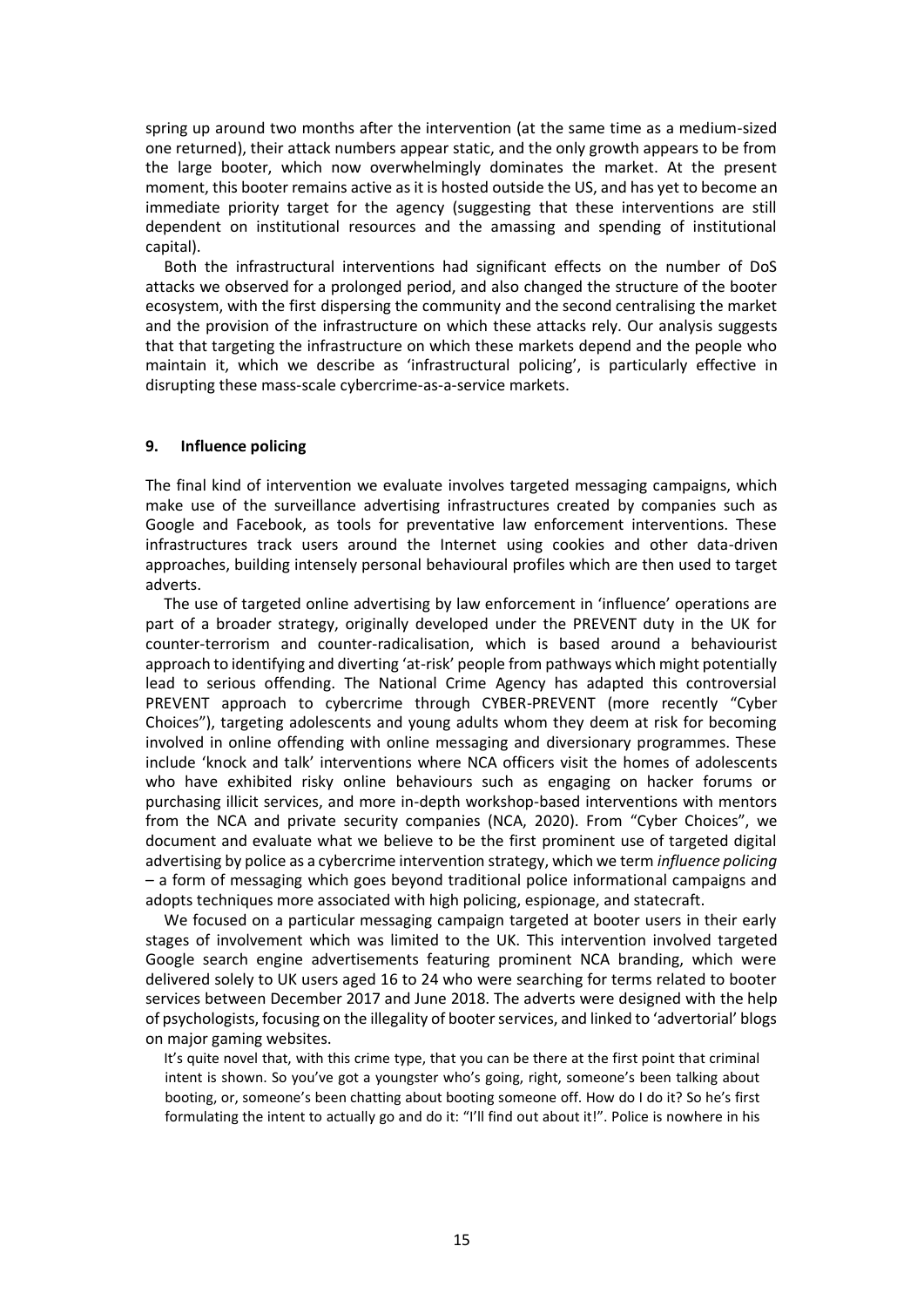spring up around two months after the intervention (at the same time as a medium-sized one returned), their attack numbers appear static, and the only growth appears to be from the large booter, which now overwhelmingly dominates the market. At the present moment, this booter remains active as it is hosted outside the US, and has yet to become an immediate priority target for the agency (suggesting that these interventions are still dependent on institutional resources and the amassing and spending of institutional capital).

Both the infrastructural interventions had significant effects on the number of DoS attacks we observed for a prolonged period, and also changed the structure of the booter ecosystem, with the first dispersing the community and the second centralising the market and the provision of the infrastructure on which these attacks rely. Our analysis suggests that that targeting the infrastructure on which these markets depend and the people who maintain it, which we describe as 'infrastructural policing', is particularly effective in disrupting these mass-scale cybercrime-as-a-service markets.

## 9. Influence policing

The final kind of intervention we evaluate involves targeted messaging campaigns, which make use of the surveillance advertising infrastructures created by companies such as Google and Facebook, as tools for preventative law enforcement interventions. These infrastructures track users around the Internet using cookies and other data-driven approaches, building intensely personal behavioural profiles which are then used to target adverts.

The use of targeted online advertising by law enforcement in 'influence' operations are part of a broader strategy, originally developed under the PREVENT duty in the UK for counter-terrorism and counter-radicalisation, which is based around a behaviourist approach to identifying and diverting 'at-risk' people from pathways which might potentially lead to serious offending. The National Crime Agency has adapted this controversial PREVENT approach to cybercrime through CYBER-PREVENT (more recently "Cyber Choices"), targeting adolescents and young adults whom they deem at risk for becoming involved in online offending with online messaging and diversionary programmes. These include 'knock and talk' interventions where NCA officers visit the homes of adolescents who have exhibited risky online behaviours such as engaging on hacker forums or purchasing illicit services, and more in-depth workshop-based interventions with mentors from the NCA and private security companies (NCA, 2020). From "Cyber Choices", we document and evaluate what we believe to be the first prominent use of targeted digital advertising by police as a cybercrime intervention strategy, which we term *influence policing* – a form of messaging which goes beyond traditional police informational campaigns and adopts techniques more associated with high policing, espionage, and statecraft.

We focused on a particular messaging campaign targeted at booter users in their early stages of involvement which was limited to the UK. This intervention involved targeted Google search engine advertisements featuring prominent NCA branding, which were delivered solely to UK users aged 16 to 24 who were searching for terms related to booter services between December 2017 and June 2018. The adverts were designed with the help of psychologists, focusing on the illegality of booter services, and linked to 'advertorial' blogs on major gaming websites.

> It's quite novel that, with this crime type, that you can be there at the first point that criminal intent is shown. So you've got a youngster who's going, right, someone's been talking about booting, or, someone's been chatting about booting someone off. How do I do it? So he's first formulating the intent to actually go and do it: "I'll find out about it!". Police is nowhere in his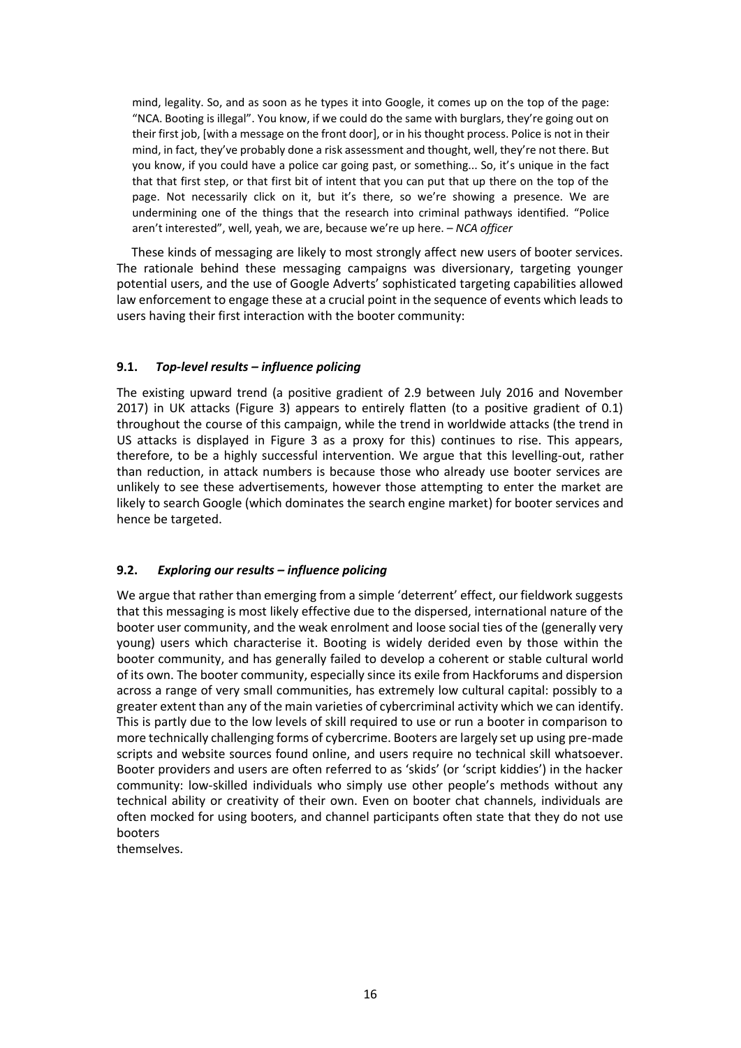> mind, legality. So, and as soon as he types it into Google, it comes up on the top of the page: "NCA. Booting is illegal". You know, if we could do the same with burglars, they're going out on their first job, [with a message on the front door], or in his thought process. Police is not in their mind, in fact, they've probably done a risk assessment and thought, well, they're not there. But you know, if you could have a police car going past, or something... So, it's unique in the fact that that first step, or that first bit of intent that you can put that up there on the top of the page. Not necessarily click on it, but it's there, so we're showing a presence. We are undermining one of the things that the research into criminal pathways identified. "Police aren't interested", well, yeah, we are, because we're up here. – *NCA officer*

These kinds of messaging are likely to most strongly affect new users of booter services. The rationale behind these messaging campaigns was diversionary, targeting younger potential users, and the use of Google Adverts' sophisticated targeting capabilities allowed law enforcement to engage these at a crucial point in the sequence of events which leads to users having their first interaction with the booter community:

### 9.1. *Top-level results – influence policing*

The existing upward trend (a positive gradient of 2.9 between July 2016 and November 2017) in UK attacks (Figure 3) appears to entirely flatten (to a positive gradient of 0.1) throughout the course of this campaign, while the trend in worldwide attacks (the trend in US attacks is displayed in Figure 3 as a proxy for this) continues to rise. This appears, therefore, to be a highly successful intervention. We argue that this levelling-out, rather than reduction, in attack numbers is because those who already use booter services are unlikely to see these advertisements, however those attempting to enter the market are likely to search Google (which dominates the search engine market) for booter services and hence be targeted.

### 9.2. *Exploring our results – influence policing*

We argue that rather than emerging from a simple 'deterrent' effect, our fieldwork suggests that this messaging is most likely effective due to the dispersed, international nature of the booter user community, and the weak enrolment and loose social ties of the (generally very young) users which characterise it. Booting is widely derided even by those within the booter community, and has generally failed to develop a coherent or stable cultural world of its own. The booter community, especially since its exile from Hackforums and dispersion across a range of very small communities, has extremely low cultural capital: possibly to a greater extent than any of the main varieties of cybercriminal activity which we can identify. This is partly due to the low levels of skill required to use or run a booter in comparison to more technically challenging forms of cybercrime. Booters are largely set up using pre-made scripts and website sources found online, and users require no technical skill whatsoever. Booter providers and users are often referred to as 'skids' (or 'script kiddies') in the hacker community: low-skilled individuals who simply use other people's methods without any technical ability or creativity of their own. Even on booter chat channels, individuals are often mocked for using booters, and channel participants often state that they do not use booters themselves.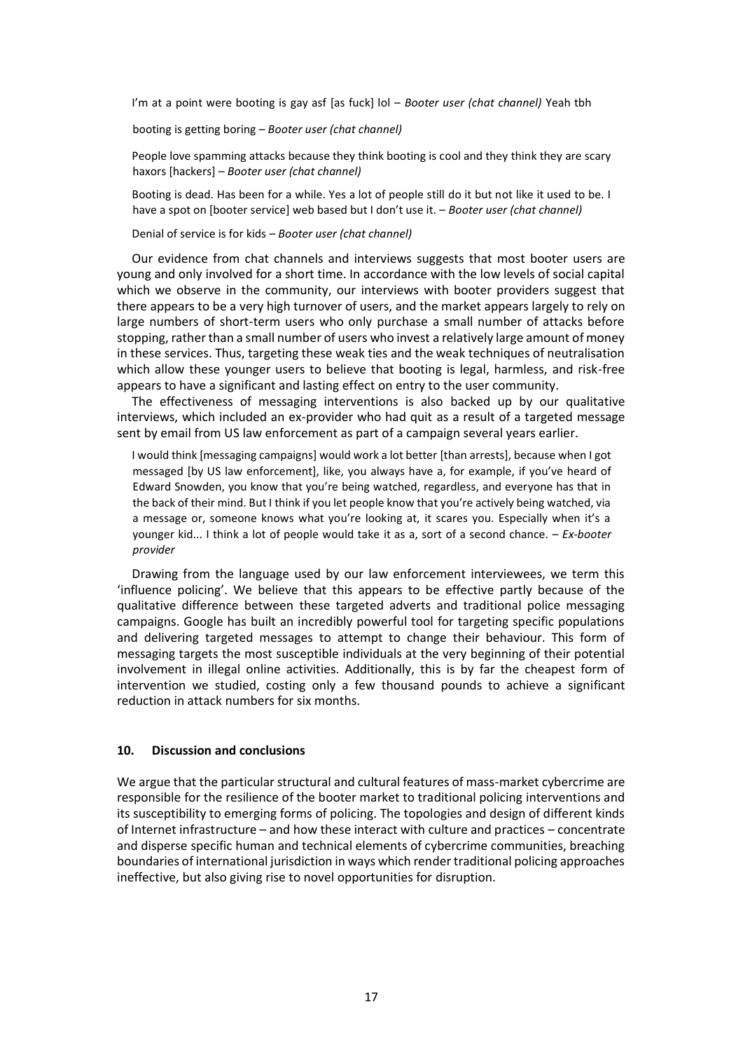> I'm at a point were booting is gay asf [as fuck] lol – *Booter user (chat channel)* Yeah tbh

> booting is getting boring – *Booter user (chat channel)*

> People love spamming attacks because they think booting is cool and they think they are scary haxors [hackers] – *Booter user (chat channel)*

> Booting is dead. Has been for a while. Yes a lot of people still do it but not like it used to be. I have a spot on [booter service] web based but I don't use it. – *Booter user (chat channel)*

> Denial of service is for kids – *Booter user (chat channel)*

Our evidence from chat channels and interviews suggests that most booter users are young and only involved for a short time. In accordance with the low levels of social capital which we observe in the community, our interviews with booter providers suggest that there appears to be a very high turnover of users, and the market appears largely to rely on large numbers of short-term users who only purchase a small number of attacks before stopping, rather than a small number of users who invest a relatively large amount of money in these services. Thus, targeting these weak ties and the weak techniques of neutralisation which allow these younger users to believe that booting is legal, harmless, and risk-free appears to have a significant and lasting effect on entry to the user community.

The effectiveness of messaging interventions is also backed up by our qualitative interviews, which included an ex-provider who had quit as a result of a targeted message sent by email from US law enforcement as part of a campaign several years earlier.

> I would think [messaging campaigns] would work a lot better [than arrests], because when I got messaged [by US law enforcement], like, you always have a, for example, if you've heard of Edward Snowden, you know that you're being watched, regardless, and everyone has that in the back of their mind. But I think if you let people know that you're actively being watched, via a message or, someone knows what you're looking at, it scares you. Especially when it's a younger kid... I think a lot of people would take it as a, sort of a second chance. – *Ex-booter provider*

Drawing from the language used by our law enforcement interviewees, we term this 'influence policing'. We believe that this appears to be effective partly because of the qualitative difference between these targeted adverts and traditional police messaging campaigns. Google has built an incredibly powerful tool for targeting specific populations and delivering targeted messages to attempt to change their behaviour. This form of messaging targets the most susceptible individuals at the very beginning of their potential involvement in illegal online activities. Additionally, this is by far the cheapest form of intervention we studied, costing only a few thousand pounds to achieve a significant reduction in attack numbers for six months.

## 10. Discussion and conclusions

We argue that the particular structural and cultural features of mass-market cybercrime are responsible for the resilience of the booter market to traditional policing interventions and its susceptibility to emerging forms of policing. The topologies and design of different kinds of Internet infrastructure – and how these interact with culture and practices – concentrate and disperse specific human and technical elements of cybercrime communities, breaching boundaries of international jurisdiction in ways which render traditional policing approaches ineffective, but also giving rise to novel opportunities for disruption.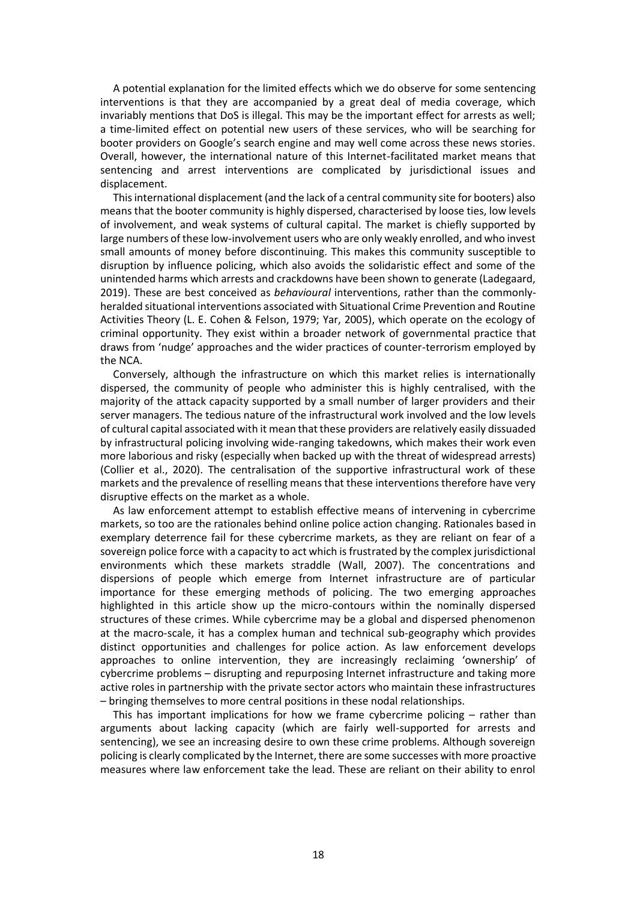A potential explanation for the limited effects which we do observe for some sentencing interventions is that they are accompanied by a great deal of media coverage, which invariably mentions that DoS is illegal. This may be the important effect for arrests as well; a time-limited effect on potential new users of these services, who will be searching for booter providers on Google's search engine and may well come across these news stories. Overall, however, the international nature of this Internet-facilitated market means that sentencing and arrest interventions are complicated by jurisdictional issues and displacement.

This international displacement (and the lack of a central community site for booters) also means that the booter community is highly dispersed, characterised by loose ties, low levels of involvement, and weak systems of cultural capital. The market is chiefly supported by large numbers of these low-involvement users who are only weakly enrolled, and who invest small amounts of money before discontinuing. This makes this community susceptible to disruption by influence policing, which also avoids the solidaristic effect and some of the unintended harms which arrests and crackdowns have been shown to generate (Ladegaard, 2019). These are best conceived as *behavioural* interventions, rather than the commonly-heralded situational interventions associated with Situational Crime Prevention and Routine Activities Theory (L. E. Cohen & Felson, 1979; Yar, 2005), which operate on the ecology of criminal opportunity. They exist within a broader network of governmental practice that draws from 'nudge' approaches and the wider practices of counter-terrorism employed by the NCA.

Conversely, although the infrastructure on which this market relies is internationally dispersed, the community of people who administer this is highly centralised, with the majority of the attack capacity supported by a small number of larger providers and their server managers. The tedious nature of the infrastructural work involved and the low levels of cultural capital associated with it mean that these providers are relatively easily dissuaded by infrastructural policing involving wide-ranging takedowns, which makes their work even more laborious and risky (especially when backed up with the threat of widespread arrests) (Collier et al., 2020). The centralisation of the supportive infrastructural work of these markets and the prevalence of reselling means that these interventions therefore have very disruptive effects on the market as a whole.

As law enforcement attempt to establish effective means of intervening in cybercrime markets, so too are the rationales behind online police action changing. Rationales based in exemplary deterrence fail for these cybercrime markets, as they are reliant on fear of a sovereign police force with a capacity to act which is frustrated by the complex jurisdictional environments which these markets straddle (Wall, 2007). The concentrations and dispersions of people which emerge from Internet infrastructure are of particular importance for these emerging methods of policing. The two emerging approaches highlighted in this article show up the micro-contours within the nominally dispersed structures of these crimes. While cybercrime may be a global and dispersed phenomenon at the macro-scale, it has a complex human and technical sub-geography which provides distinct opportunities and challenges for police action. As law enforcement develops approaches to online intervention, they are increasingly reclaiming 'ownership' of cybercrime problems – disrupting and repurposing Internet infrastructure and taking more active roles in partnership with the private sector actors who maintain these infrastructures – bringing themselves to more central positions in these nodal relationships.

This has important implications for how we frame cybercrime policing – rather than arguments about lacking capacity (which are fairly well-supported for arrests and sentencing), we see an increasing desire to own these crime problems. Although sovereign policing is clearly complicated by the Internet, there are some successes with more proactive measures where law enforcement take the lead. These are reliant on their ability to enrol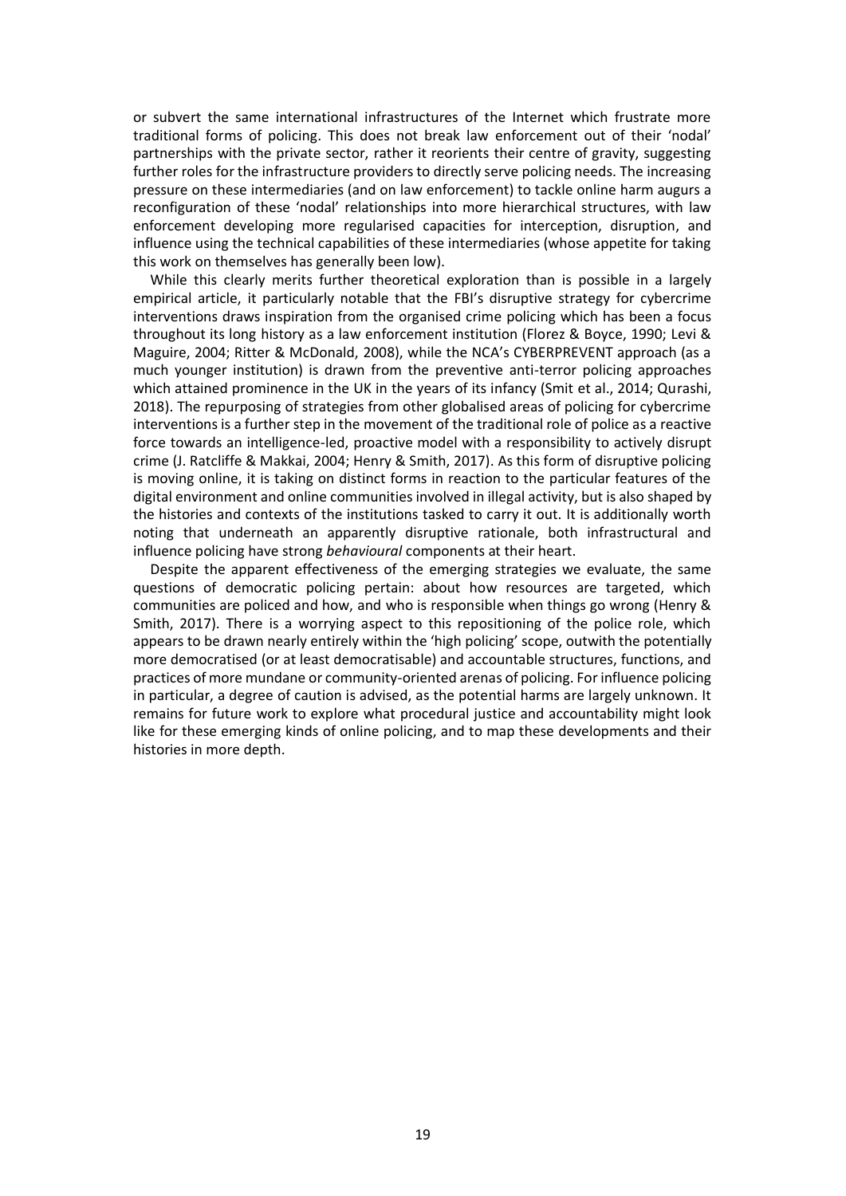or subvert the same international infrastructures of the Internet which frustrate more traditional forms of policing. This does not break law enforcement out of their 'nodal' partnerships with the private sector, rather it reorients their centre of gravity, suggesting further roles for the infrastructure providers to directly serve policing needs. The increasing pressure on these intermediaries (and on law enforcement) to tackle online harm augurs a reconfiguration of these 'nodal' relationships into more hierarchical structures, with law enforcement developing more regularised capacities for interception, disruption, and influence using the technical capabilities of these intermediaries (whose appetite for taking this work on themselves has generally been low).

While this clearly merits further theoretical exploration than is possible in a largely empirical article, it particularly notable that the FBI's disruptive strategy for cybercrime interventions draws inspiration from the organised crime policing which has been a focus throughout its long history as a law enforcement institution (Florez & Boyce, 1990; Levi & Maguire, 2004; Ritter & McDonald, 2008), while the NCA's CYBERPREVENT approach (as a much younger institution) is drawn from the preventive anti-terror policing approaches which attained prominence in the UK in the years of its infancy (Smit et al., 2014; Qurashi, 2018). The repurposing of strategies from other globalised areas of policing for cybercrime interventions is a further step in the movement of the traditional role of police as a reactive force towards an intelligence-led, proactive model with a responsibility to actively disrupt crime (J. Ratcliffe & Makkai, 2004; Henry & Smith, 2017). As this form of disruptive policing is moving online, it is taking on distinct forms in reaction to the particular features of the digital environment and online communities involved in illegal activity, but is also shaped by the histories and contexts of the institutions tasked to carry it out. It is additionally worth noting that underneath an apparently disruptive rationale, both infrastructural and influence policing have strong *behavioural* components at their heart.

Despite the apparent effectiveness of the emerging strategies we evaluate, the same questions of democratic policing pertain: about how resources are targeted, which communities are policed and how, and who is responsible when things go wrong (Henry & Smith, 2017). There is a worrying aspect to this repositioning of the police role, which appears to be drawn nearly entirely within the 'high policing' scope, outwith the potentially more democratised (or at least democratisable) and accountable structures, functions, and practices of more mundane or community-oriented arenas of policing. For influence policing in particular, a degree of caution is advised, as the potential harms are largely unknown. It remains for future work to explore what procedural justice and accountability might look like for these emerging kinds of online policing, and to map these developments and their histories in more depth.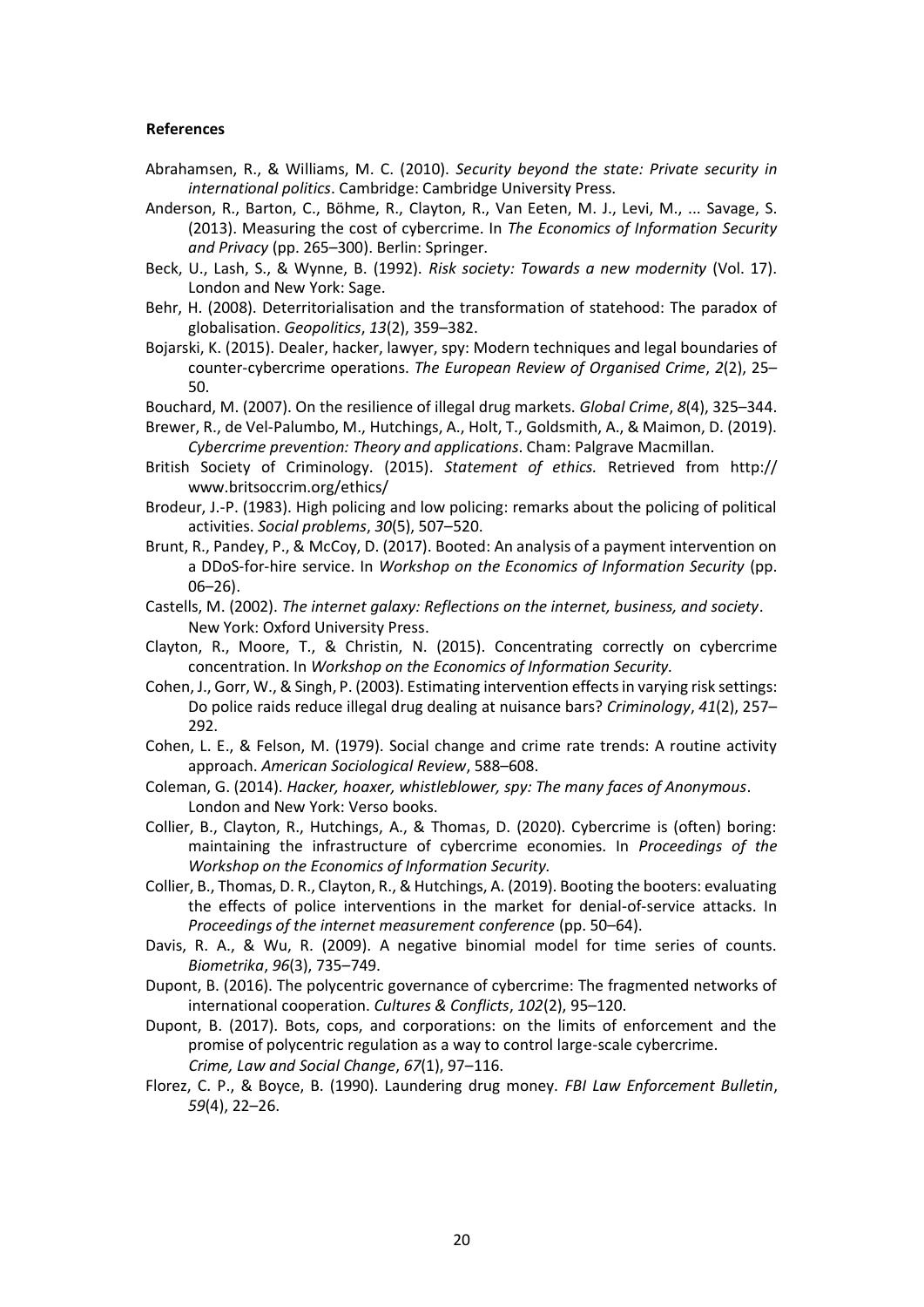**References**

Abrahamsen, R., & Williams, M. C. (2010). *Security beyond the state: Private security in international politics*. Cambridge: Cambridge University Press.

Anderson, R., Barton, C., Böhme, R., Clayton, R., Van Eeten, M. J., Levi, M., ... Savage, S. (2013). Measuring the cost of cybercrime. In *The Economics of Information Security and Privacy* (pp. 265–300). Berlin: Springer.

Beck, U., Lash, S., & Wynne, B. (1992). *Risk society: Towards a new modernity* (Vol. 17). London and New York: Sage.

Behr, H. (2008). Deterritorialisation and the transformation of statehood: The paradox of globalisation. *Geopolitics*, *13*(2), 359–382.

Bojarski, K. (2015). Dealer, hacker, lawyer, spy: Modern techniques and legal boundaries of counter-cybercrime operations. *The European Review of Organised Crime*, *2*(2), 25–50.

Bouchard, M. (2007). On the resilience of illegal drug markets. *Global Crime*, *8*(4), 325–344.

Brewer, R., de Vel-Palumbo, M., Hutchings, A., Holt, T., Goldsmith, A., & Maimon, D. (2019). *Cybercrime prevention: Theory and applications*. Cham: Palgrave Macmillan.

British Society of Criminology. (2015). *Statement of ethics.* Retrieved from http:// www.britsoccrim.org/ethics/

Brodeur, J.-P. (1983). High policing and low policing: remarks about the policing of political activities. *Social problems*, *30*(5), 507–520.

Brunt, R., Pandey, P., & McCoy, D. (2017). Booted: An analysis of a payment intervention on a DDoS-for-hire service. In *Workshop on the Economics of Information Security* (pp. 06–26).

Castells, M. (2002). *The internet galaxy: Reflections on the internet, business, and society*. New York: Oxford University Press.

Clayton, R., Moore, T., & Christin, N. (2015). Concentrating correctly on cybercrime concentration. In *Workshop on the Economics of Information Security.*

Cohen, J., Gorr, W., & Singh, P. (2003). Estimating intervention effects in varying risk settings: Do police raids reduce illegal drug dealing at nuisance bars? *Criminology*, *41*(2), 257–292.

Cohen, L. E., & Felson, M. (1979). Social change and crime rate trends: A routine activity approach. *American Sociological Review*, 588–608.

Coleman, G. (2014). *Hacker, hoaxer, whistleblower, spy: The many faces of Anonymous*. London and New York: Verso books.

Collier, B., Clayton, R., Hutchings, A., & Thomas, D. (2020). Cybercrime is (often) boring: maintaining the infrastructure of cybercrime economies. In *Proceedings of the Workshop on the Economics of Information Security.*

Collier, B., Thomas, D. R., Clayton, R., & Hutchings, A. (2019). Booting the booters: evaluating the effects of police interventions in the market for denial-of-service attacks. In *Proceedings of the internet measurement conference* (pp. 50–64).

Davis, R. A., & Wu, R. (2009). A negative binomial model for time series of counts. *Biometrika*, *96*(3), 735–749.

Dupont, B. (2016). The polycentric governance of cybercrime: The fragmented networks of international cooperation. *Cultures & Conflicts*, *102*(2), 95–120.

Dupont, B. (2017). Bots, cops, and corporations: on the limits of enforcement and the promise of polycentric regulation as a way to control large-scale cybercrime. *Crime, Law and Social Change*, *67*(1), 97–116.

Florez, C. P., & Boyce, B. (1990). Laundering drug money. *FBI Law Enforcement Bulletin*, *59*(4), 22–26.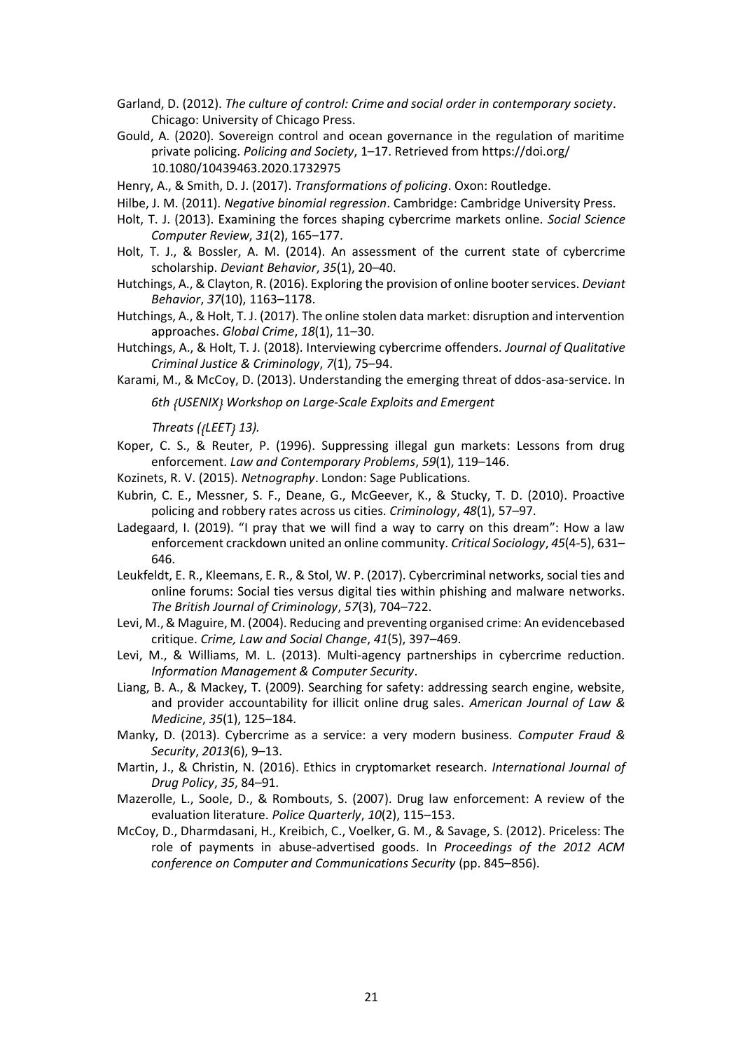Garland, D. (2012). *The culture of control: Crime and social order in contemporary society*. Chicago: University of Chicago Press.

Gould, A. (2020). Sovereign control and ocean governance in the regulation of maritime private policing. *Policing and Society*, 1–17. Retrieved from https://doi.org/10.1080/10439463.2020.1732975

Henry, A., & Smith, D. J. (2017). *Transformations of policing*. Oxon: Routledge.

Hilbe, J. M. (2011). *Negative binomial regression*. Cambridge: Cambridge University Press.

Holt, T. J. (2013). Examining the forces shaping cybercrime markets online. *Social Science Computer Review*, *31*(2), 165–177.

Holt, T. J., & Bossler, A. M. (2014). An assessment of the current state of cybercrime scholarship. *Deviant Behavior*, *35*(1), 20–40.

Hutchings, A., & Clayton, R. (2016). Exploring the provision of online booter services. *Deviant Behavior*, *37*(10), 1163–1178.

Hutchings, A., & Holt, T. J. (2017). The online stolen data market: disruption and intervention approaches. *Global Crime*, *18*(1), 11–30.

Hutchings, A., & Holt, T. J. (2018). Interviewing cybercrime offenders. *Journal of Qualitative Criminal Justice & Criminology*, *7*(1), 75–94.

Karami, M., & McCoy, D. (2013). Understanding the emerging threat of ddos-as-a-service. In *6th {USENIX} Workshop on Large-Scale Exploits and Emergent Threats ({LEET} 13).*

Koper, C. S., & Reuter, P. (1996). Suppressing illegal gun markets: Lessons from drug enforcement. *Law and Contemporary Problems*, *59*(1), 119–146.

Kozinets, R. V. (2015). *Netnography*. London: Sage Publications.

Kubrin, C. E., Messner, S. F., Deane, G., McGeever, K., & Stucky, T. D. (2010). Proactive policing and robbery rates across us cities. *Criminology*, *48*(1), 57–97.

Ladegaard, I. (2019). "I pray that we will find a way to carry on this dream": How a law enforcement crackdown united an online community. *Critical Sociology*, *45*(4-5), 631–646.

Leukfeldt, E. R., Kleemans, E. R., & Stol, W. P. (2017). Cybercriminal networks, social ties and online forums: Social ties versus digital ties within phishing and malware networks. *The British Journal of Criminology*, *57*(3), 704–722.

Levi, M., & Maguire, M. (2004). Reducing and preventing organised crime: An evidencebased critique. *Crime, Law and Social Change*, *41*(5), 397–469.

Levi, M., & Williams, M. L. (2013). Multi-agency partnerships in cybercrime reduction. *Information Management & Computer Security*.

Liang, B. A., & Mackey, T. (2009). Searching for safety: addressing search engine, website, and provider accountability for illicit online drug sales. *American Journal of Law & Medicine*, *35*(1), 125–184.

Manky, D. (2013). Cybercrime as a service: a very modern business. *Computer Fraud & Security*, *2013*(6), 9–13.

Martin, J., & Christin, N. (2016). Ethics in cryptomarket research. *International Journal of Drug Policy*, *35*, 84–91.

Mazerolle, L., Soole, D., & Rombouts, S. (2007). Drug law enforcement: A review of the evaluation literature. *Police Quarterly*, *10*(2), 115–153.

McCoy, D., Dharmdasani, H., Kreibich, C., Voelker, G. M., & Savage, S. (2012). Priceless: The role of payments in abuse-advertised goods. In *Proceedings of the 2012 ACM conference on Computer and Communications Security* (pp. 845–856).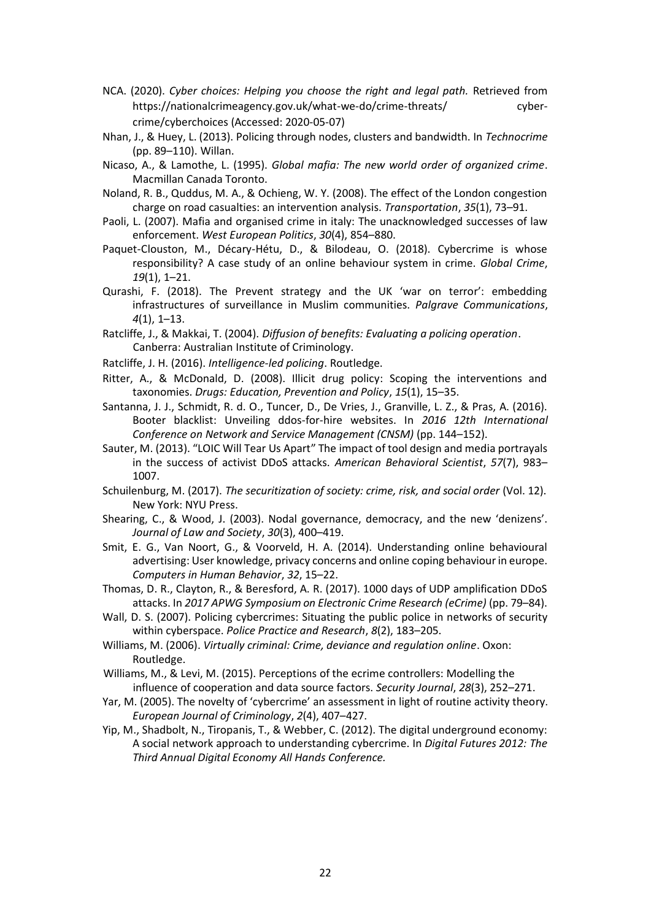NCA. (2020). *Cyber choices: Helping you choose the right and legal path.* Retrieved from https://nationalcrimeagency.gov.uk/what-we-do/crime-threats/ cyber-crime/cyberchoices (Accessed: 2020-05-07)

Nhan, J., & Huey, L. (2013). Policing through nodes, clusters and bandwidth. In *Technocrime* (pp. 89–110). Willan.

Nicaso, A., & Lamothe, L. (1995). *Global mafia: The new world order of organized crime*. Macmillan Canada Toronto.

Noland, R. B., Quddus, M. A., & Ochieng, W. Y. (2008). The effect of the London congestion charge on road casualties: an intervention analysis. *Transportation*, *35*(1), 73–91.

Paoli, L. (2007). Mafia and organised crime in italy: The unacknowledged successes of law enforcement. *West European Politics*, *30*(4), 854–880.

Paquet-Clouston, M., Décary-Hétu, D., & Bilodeau, O. (2018). Cybercrime is whose responsibility? A case study of an online behaviour system in crime. *Global Crime*, *19*(1), 1–21.

Qurashi, F. (2018). The Prevent strategy and the UK 'war on terror': embedding infrastructures of surveillance in Muslim communities. *Palgrave Communications*, *4*(1), 1–13.

Ratcliffe, J., & Makkai, T. (2004). *Diffusion of benefits: Evaluating a policing operation*. Canberra: Australian Institute of Criminology.

Ratcliffe, J. H. (2016). *Intelligence-led policing*. Routledge.

Ritter, A., & McDonald, D. (2008). Illicit drug policy: Scoping the interventions and taxonomies. *Drugs: Education, Prevention and Policy*, *15*(1), 15–35.

Santanna, J. J., Schmidt, R. d. O., Tuncer, D., De Vries, J., Granville, L. Z., & Pras, A. (2016). Booter blacklist: Unveiling ddos-for-hire websites. In *2016 12th International Conference on Network and Service Management (CNSM)* (pp. 144–152).

Sauter, M. (2013). "LOIC Will Tear Us Apart" The impact of tool design and media portrayals in the success of activist DDoS attacks. *American Behavioral Scientist*, *57*(7), 983–1007.

Schuilenburg, M. (2017). *The securitization of society: crime, risk, and social order* (Vol. 12). New York: NYU Press.

Shearing, C., & Wood, J. (2003). Nodal governance, democracy, and the new 'denizens'. *Journal of Law and Society*, *30*(3), 400–419.

Smit, E. G., Van Noort, G., & Voorveld, H. A. (2014). Understanding online behavioural advertising: User knowledge, privacy concerns and online coping behaviour in europe. *Computers in Human Behavior*, *32*, 15–22.

Thomas, D. R., Clayton, R., & Beresford, A. R. (2017). 1000 days of UDP amplification DDoS attacks. In *2017 APWG Symposium on Electronic Crime Research (eCrime)* (pp. 79–84).

Wall, D. S. (2007). Policing cybercrimes: Situating the public police in networks of security within cyberspace. *Police Practice and Research*, *8*(2), 183–205.

Williams, M. (2006). *Virtually criminal: Crime, deviance and regulation online*. Oxon: Routledge.

Williams, M., & Levi, M. (2015). Perceptions of the ecrime controllers: Modelling the influence of cooperation and data source factors. *Security Journal*, *28*(3), 252–271.

Yar, M. (2005). The novelty of 'cybercrime' an assessment in light of routine activity theory. *European Journal of Criminology*, *2*(4), 407–427.

Yip, M., Shadbolt, N., Tiropanis, T., & Webber, C. (2012). The digital underground economy: A social network approach to understanding cybercrime. In *Digital Futures 2012: The Third Annual Digital Economy All Hands Conference.*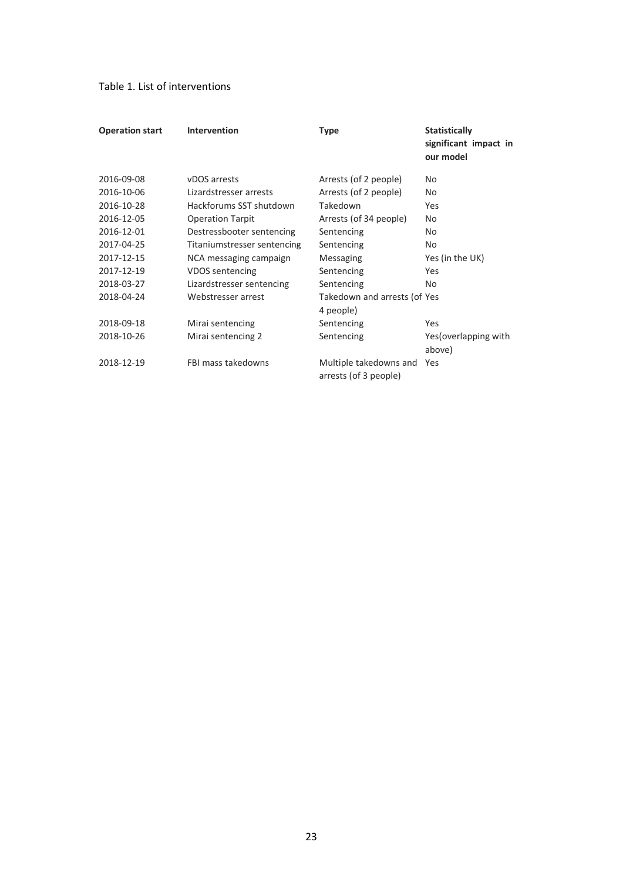Table 1. List of interventions

| **Operation start** | **Intervention** | **Type** | **Statistically significant impact in our model** |
|---|---|---|---|
| 2016-09-08 | vDOS arrests | Arrests (of 2 people) | No |
| 2016-10-06 | Lizardstresser arrests | Arrests (of 2 people) | No |
| 2016-10-28 | Hackforums SST shutdown | Takedown | Yes |
| 2016-12-05 | Operation Tarpit | Arrests (of 34 people) | No |
| 2016-12-01 | Destressbooter sentencing | Sentencing | No |
| 2017-04-25 | Titaniumstresser sentencing | Sentencing | No |
| 2017-12-15 | NCA messaging campaign | Messaging | Yes (in the UK) |
| 2017-12-19 | VDOS sentencing | Sentencing | Yes |
| 2018-03-27 | Lizardstresser sentencing | Sentencing | No |
| 2018-04-24 | Webstresser arrest | Takedown and arrests (of 4 people) | Yes |
| 2018-09-18 | Mirai sentencing | Sentencing | Yes |
| 2018-10-26 | Mirai sentencing 2 | Sentencing | Yes(overlapping with above) |
| 2018-12-19 | FBI mass takedowns | Multiple takedowns and arrests (of 3 people) | Yes |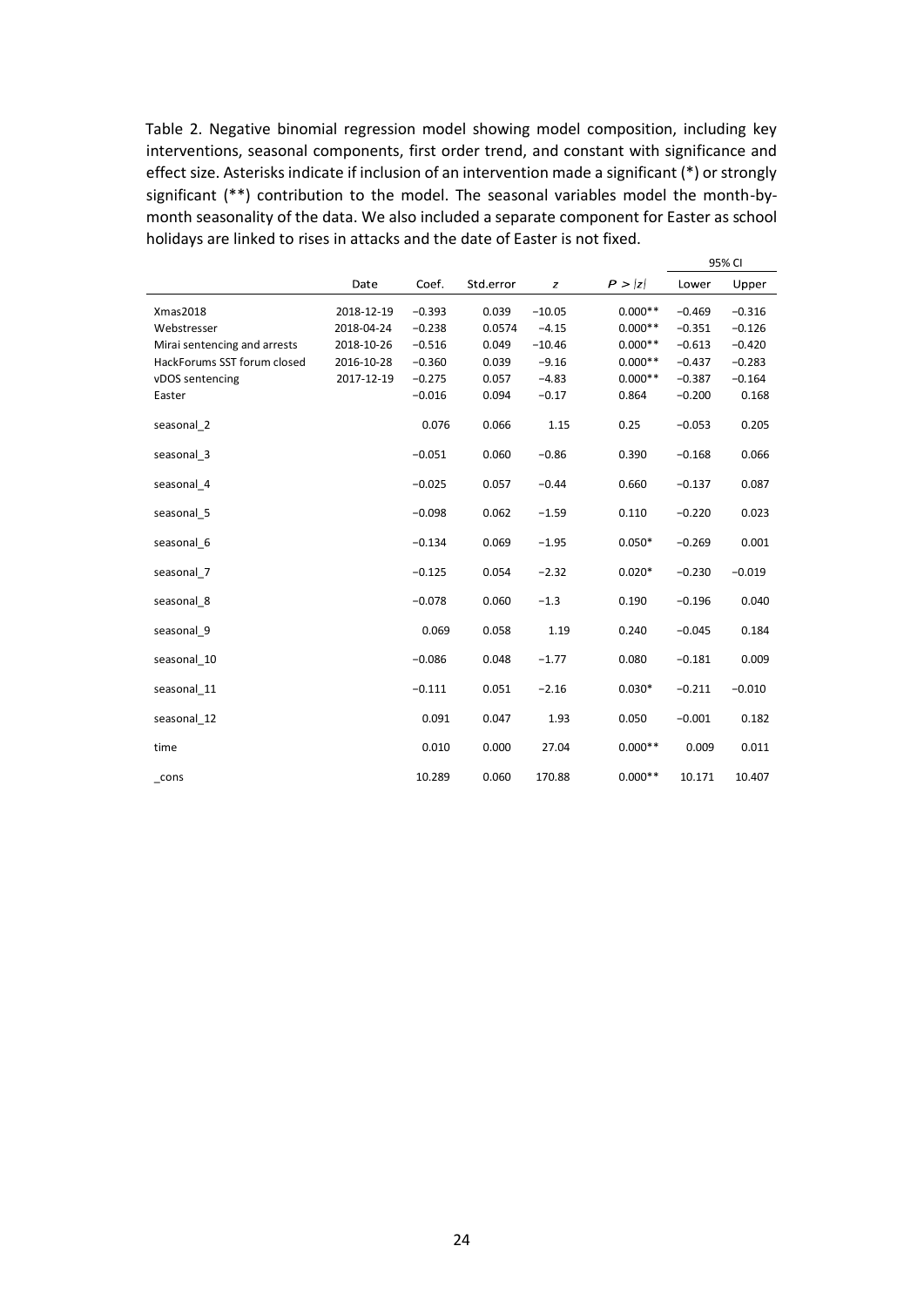Table 2. Negative binomial regression model showing model composition, including key interventions, seasonal components, first order trend, and constant with significance and effect size. Asterisks indicate if inclusion of an intervention made a significant (*) or strongly significant (**) contribution to the model. The seasonal variables model the month-by-month seasonality of the data. We also included a separate component for Easter as school holidays are linked to rises in attacks and the date of Easter is not fixed.

| | Date | Coef. | Std.error | $z$ | $P > \|z\|$ | 95% CI Lower | 95% CI Upper |
|---|---|---|---|---|---|---|---|
| Xmas2018 | 2018-12-19 | −0.393 | 0.039 | −10.05 | 0.000** | −0.469 | −0.316 |
| Webstresser | 2018-04-24 | −0.238 | 0.0574 | −4.15 | 0.000** | −0.351 | −0.126 |
| Mirai sentencing and arrests | 2018-10-26 | −0.516 | 0.049 | −10.46 | 0.000** | −0.613 | −0.420 |
| HackForums SST forum closed | 2016-10-28 | −0.360 | 0.039 | −9.16 | 0.000** | −0.437 | −0.283 |
| vDOS sentencing | 2017-12-19 | −0.275 | 0.057 | −4.83 | 0.000** | −0.387 | −0.164 |
| Easter | | −0.016 | 0.094 | −0.17 | 0.864 | −0.200 | 0.168 |
| seasonal_2 | | 0.076 | 0.066 | 1.15 | 0.25 | −0.053 | 0.205 |
| seasonal_3 | | −0.051 | 0.060 | −0.86 | 0.390 | −0.168 | 0.066 |
| seasonal_4 | | −0.025 | 0.057 | −0.44 | 0.660 | −0.137 | 0.087 |
| seasonal_5 | | −0.098 | 0.062 | −1.59 | 0.110 | −0.220 | 0.023 |
| seasonal_6 | | −0.134 | 0.069 | −1.95 | 0.050* | −0.269 | 0.001 |
| seasonal_7 | | −0.125 | 0.054 | −2.32 | 0.020* | −0.230 | −0.019 |
| seasonal_8 | | −0.078 | 0.060 | −1.3 | 0.190 | −0.196 | 0.040 |
| seasonal_9 | | 0.069 | 0.058 | 1.19 | 0.240 | −0.045 | 0.184 |
| seasonal_10 | | −0.086 | 0.048 | −1.77 | 0.080 | −0.181 | 0.009 |
| seasonal_11 | | −0.111 | 0.051 | −2.16 | 0.030* | −0.211 | −0.010 |
| seasonal_12 | | 0.091 | 0.047 | 1.93 | 0.050 | −0.001 | 0.182 |
| time | | 0.010 | 0.000 | 27.04 | 0.000** | 0.009 | 0.011 |
| _cons | | 10.289 | 0.060 | 170.88 | 0.000** | 10.171 | 10.407 |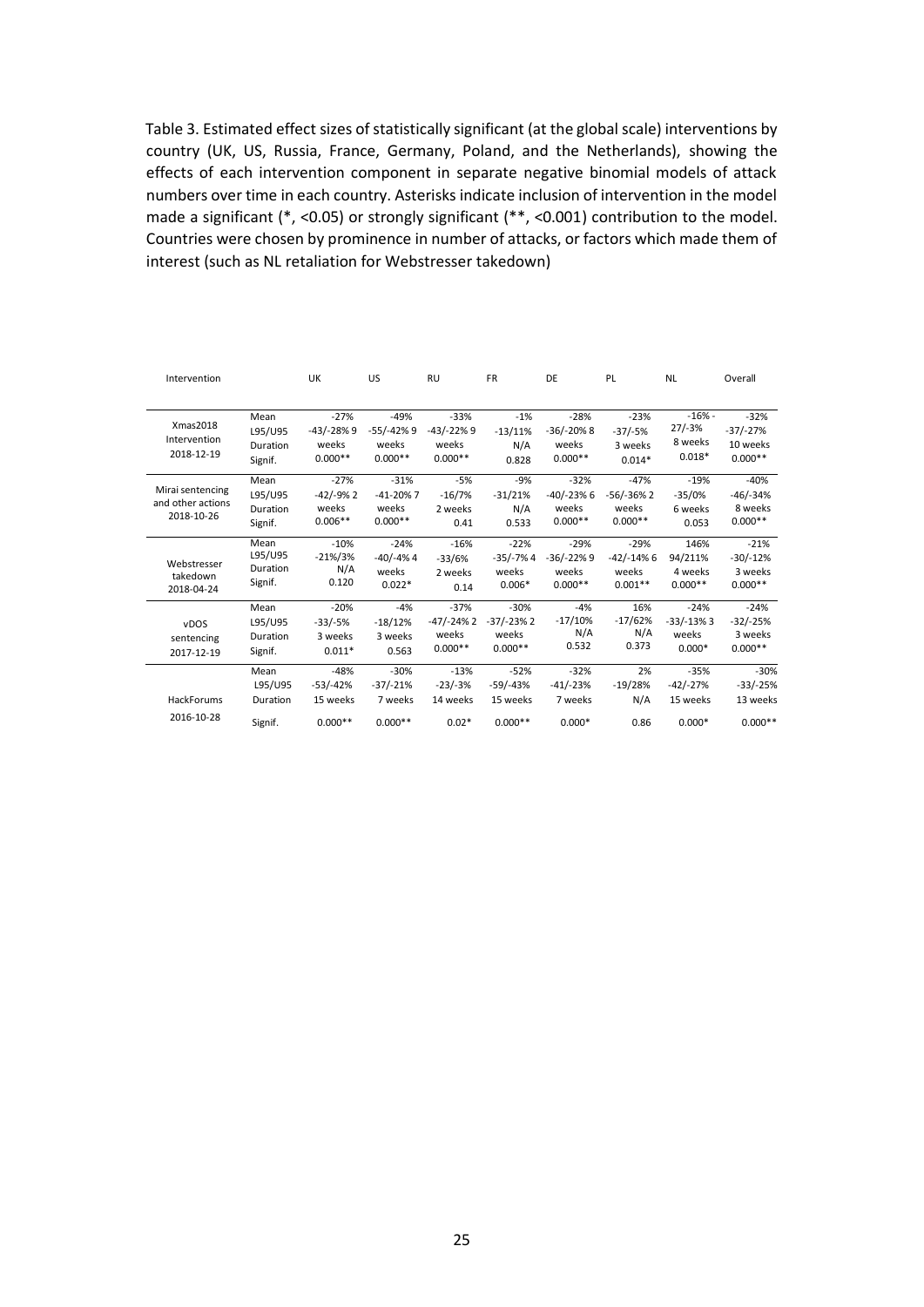Table 3. Estimated effect sizes of statistically significant (at the global scale) interventions by country (UK, US, Russia, France, Germany, Poland, and the Netherlands), showing the effects of each intervention component in separate negative binomial models of attack numbers over time in each country. Asterisks indicate inclusion of intervention in the model made a significant (*, <0.05) or strongly significant (**, <0.001) contribution to the model. Countries were chosen by prominence in number of attacks, or factors which made them of interest (such as NL retaliation for Webstresser takedown)

| Intervention | | UK | US | RU | FR | DE | PL | NL | Overall |
|---|---|---|---|---|---|---|---|---|---|
| Xmas2018 Intervention 2018-12-19 | Mean | -27% | -49% | -33% | -1% | -28% | -23% | -16% | -32% |
| | L95/U95 | -43/-28% | -55/-42% | -43/-22% | -13/11% | -36/-20% | -37/-5% | -27/-3% | -37/-27% |
| | Duration | 9 weeks | 9 weeks | 9 weeks | N/A | 8 weeks | 3 weeks | 8 weeks | 10 weeks |
| | Signif. | 0.000** | 0.000** | 0.000** | 0.828 | 0.000** | 0.014* | 0.018* | 0.000** |
| Mirai sentencing and other actions 2018-10-26 | Mean | -27% | -31% | -5% | -9% | -32% | -47% | -19% | -40% |
| | L95/U95 | -42/-9% | -41-20% | -16/7% | -31/21% | -40/-23% | -56/-36% | -35/0% | -46/-34% |
| | Duration | 2 weeks | 7 weeks | 2 weeks | N/A | 6 weeks | 2 weeks | 6 weeks | 8 weeks |
| | Signif. | 0.006** | 0.000** | 0.41 | 0.533 | 0.000** | 0.000** | 0.053 | 0.000** |
| Webstresser takedown 2018-04-24 | Mean | -10% | -24% | -16% | -22% | -29% | -29% | 146% | -21% |
| | L95/U95 | -21%/3% | -40/-4% | -33/6% | -35/-7% | -36/-22% | -42/-14% | 94/211% | -30/-12% |
| | Duration | N/A | 4 weeks | 2 weeks | 4 weeks | 9 weeks | 6 weeks | 4 weeks | 3 weeks |
| | Signif. | 0.120 | 0.022* | 0.14 | 0.006* | 0.000** | 0.001** | 0.000** | 0.000** |
| vDOS sentencing 2017-12-19 | Mean | -20% | -4% | -37% | -30% | -4% | 16% | -24% | -24% |
| | L95/U95 | -33/-5% | -18/12% | -47/-24% | -37/-23% | -17/10% | -17/62% | -33/-13% | -32/-25% |
| | Duration | 3 weeks | 3 weeks | 2 weeks | 2 weeks | N/A | N/A | 3 weeks | 3 weeks |
| | Signif. | 0.011* | 0.563 | 0.000** | 0.000** | 0.532 | 0.373 | 0.000* | 0.000** |
| HackForums 2016-10-28 | Mean | -48% | -30% | -13% | -52% | -32% | 2% | -35% | -30% |
| | L95/U95 | -53/-42% | -37/-21% | -23/-3% | -59/-43% | -41/-23% | -19/28% | -42/-27% | -33/-25% |
| | Duration | 15 weeks | 7 weeks | 14 weeks | 15 weeks | 7 weeks | N/A | 15 weeks | 13 weeks |
| | Signif. | 0.000** | 0.000** | 0.02* | 0.000** | 0.000* | 0.86 | 0.000* | 0.000** |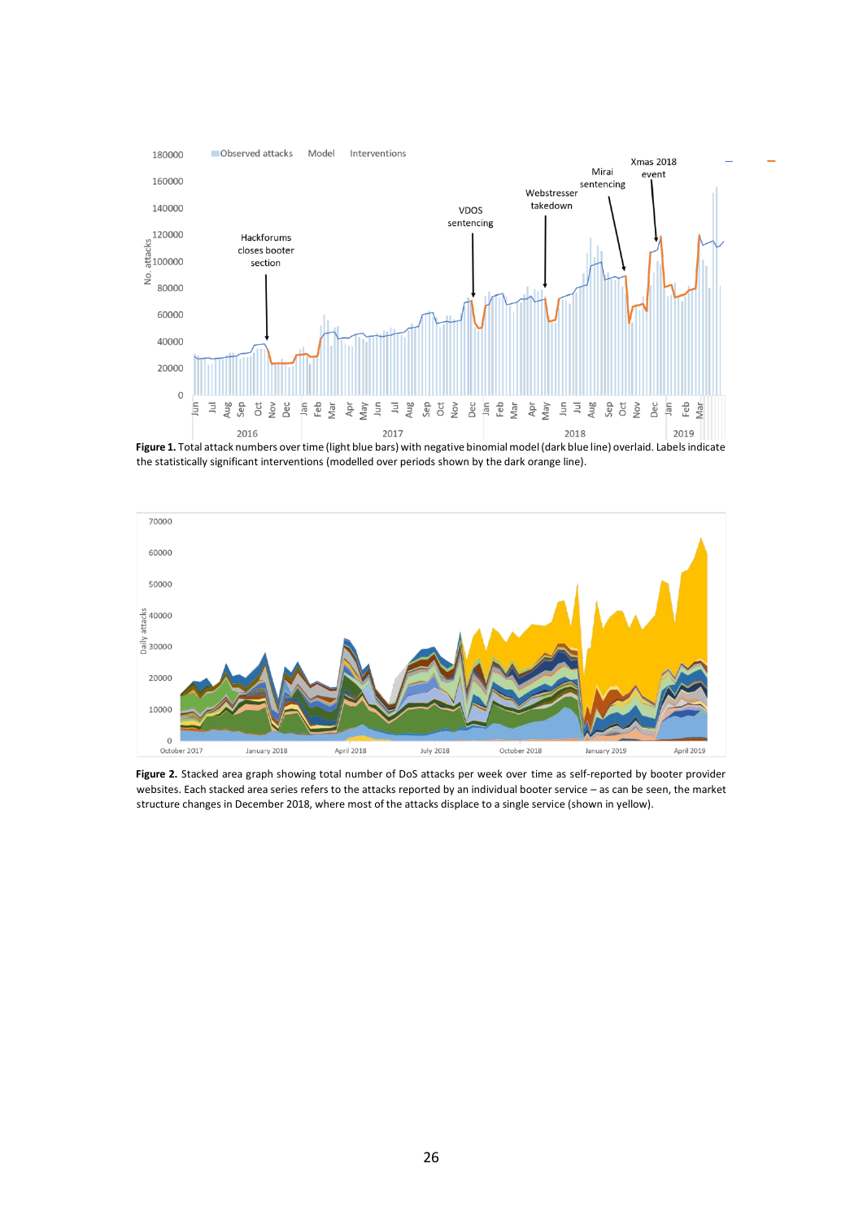**Figure 1.** Total attack numbers over time (light blue bars) with negative binomial model (dark blue line) overlaid. Labels indicate the statistically significant interventions (modelled over periods shown by the dark orange line).

**Figure 2.** Stacked area graph showing total number of DoS attacks per week over time as self-reported by booter provider websites. Each stacked area series refers to the attacks reported by an individual booter service – as can be seen, the market structure changes in December 2018, where most of the attacks displace to a single service (shown in yellow).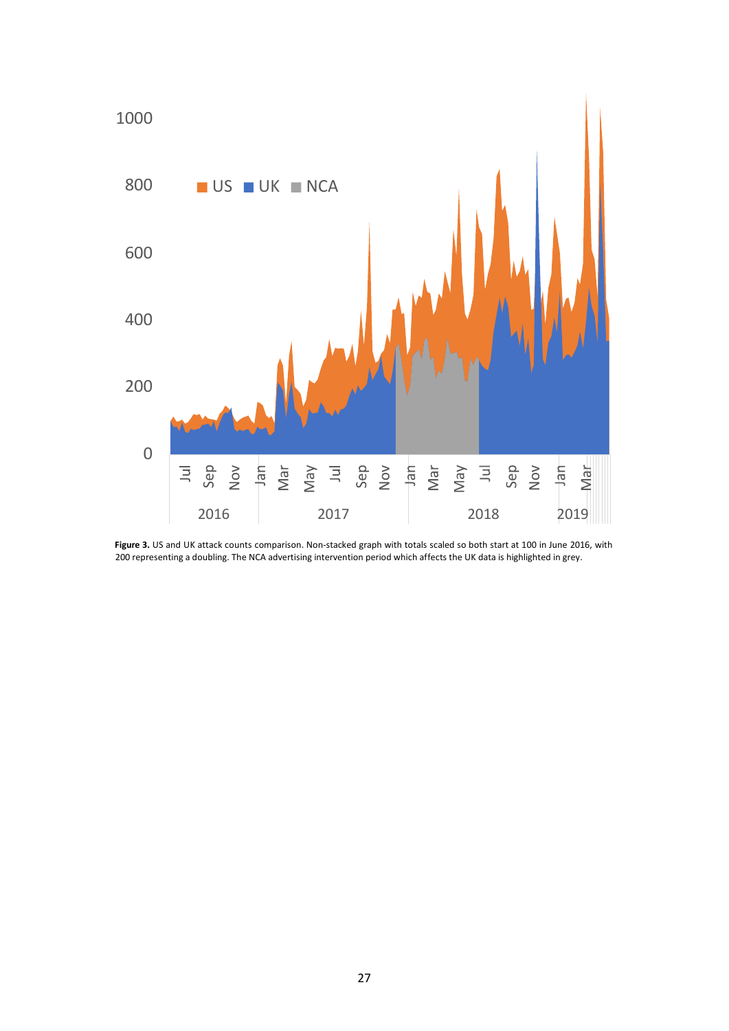1000

800

600

400

200

0

US UK NCA

Jul Sep Nov Jan Mar May Jul Sep Nov Jan Mar May Jul Sep Nov Jan Mar

2016 2017 2018 2019

**Figure 3.** US and UK attack counts comparison. Non-stacked graph with totals scaled so both start at 100 in June 2016, with 200 representing a doubling. The NCA advertising intervention period which affects the UK data is highlighted in grey.